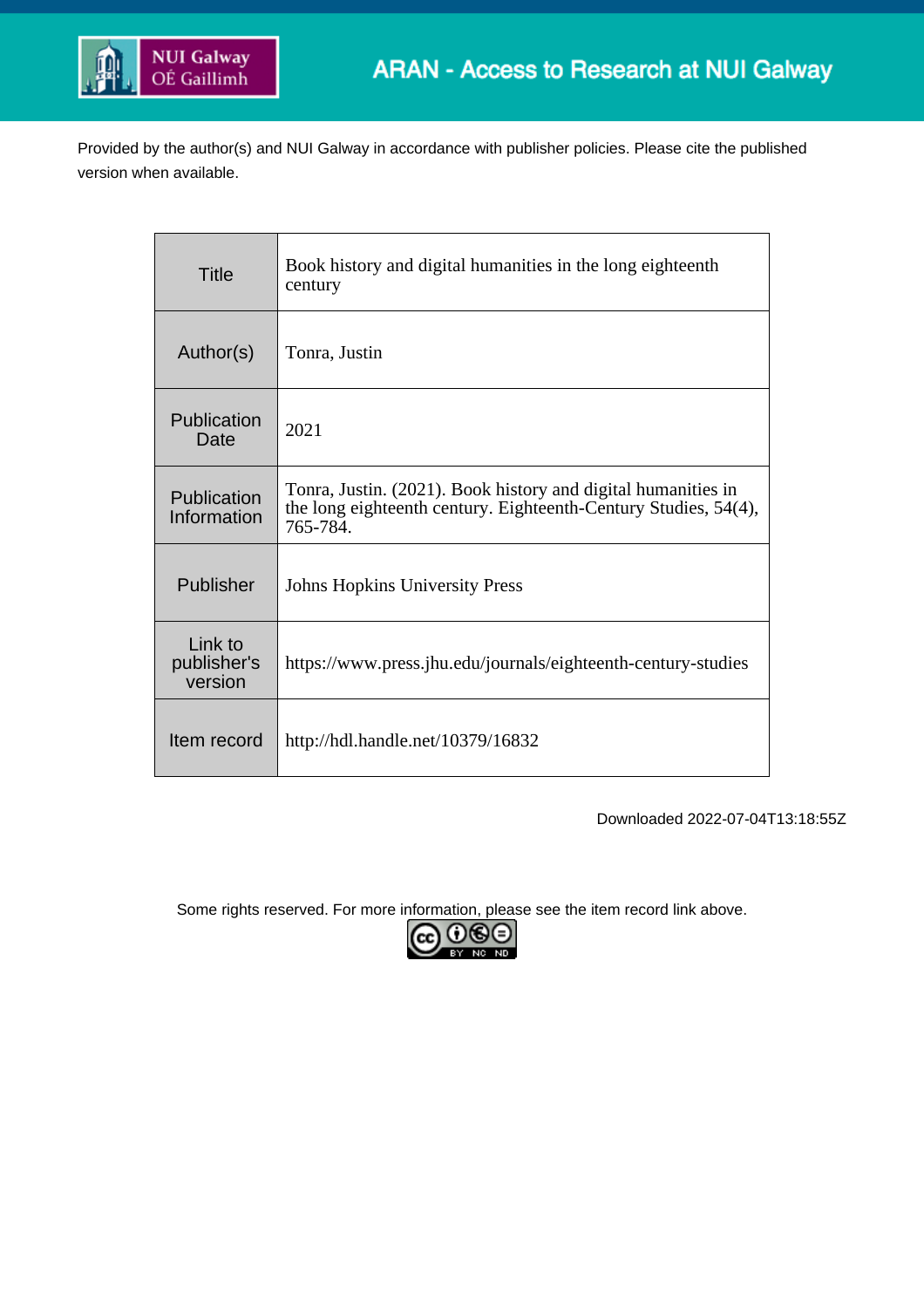ARAN - Access to Research at NUI Galway

Provided by the author(s) and NUI Galway in accordance with publisher policies. Please cite the published version when available.

| Title | Book history and digital humanities in the long eighteenth century |
|---|---|
| Author(s) | Tonra, Justin |
| Publication Date | 2021 |
| Publication Information | Tonra, Justin. (2021). Book history and digital humanities in the long eighteenth century. Eighteenth-Century Studies, 54(4), 765-784. |
| Publisher | Johns Hopkins University Press |
| Link to publisher's version | https://www.press.jhu.edu/journals/eighteenth-century-studies |
| Item record | http://hdl.handle.net/10379/16832 |

Downloaded 2022-07-04T13:18:55Z

Some rights reserved. For more information, please see the item record link above.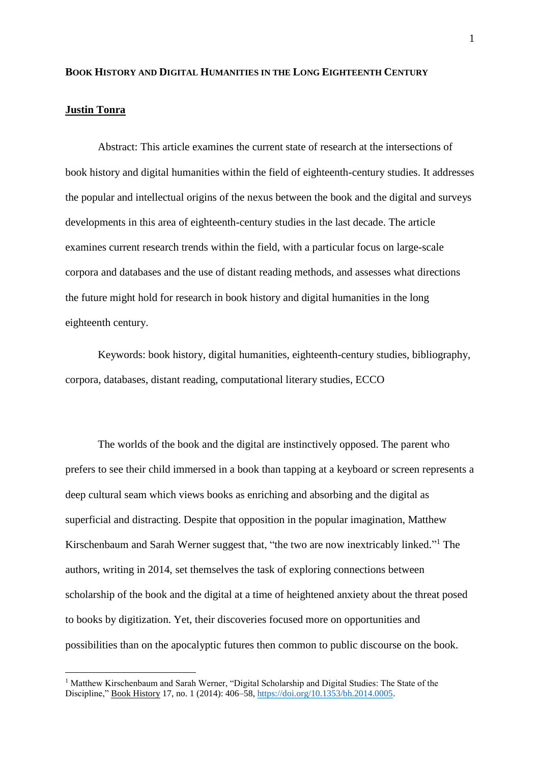# BOOK HISTORY AND DIGITAL HUMANITIES IN THE LONG EIGHTEENTH CENTURY

**Justin Tonra**

Abstract: This article examines the current state of research at the intersections of book history and digital humanities within the field of eighteenth-century studies. It addresses the popular and intellectual origins of the nexus between the book and the digital and surveys developments in this area of eighteenth-century studies in the last decade. The article examines current research trends within the field, with a particular focus on large-scale corpora and databases and the use of distant reading methods, and assesses what directions the future might hold for research in book history and digital humanities in the long eighteenth century.

Keywords: book history, digital humanities, eighteenth-century studies, bibliography, corpora, databases, distant reading, computational literary studies, ECCO

The worlds of the book and the digital are instinctively opposed. The parent who prefers to see their child immersed in a book than tapping at a keyboard or screen represents a deep cultural seam which views books as enriching and absorbing and the digital as superficial and distracting. Despite that opposition in the popular imagination, Matthew Kirschenbaum and Sarah Werner suggest that, "the two are now inextricably linked."[1] The authors, writing in 2014, set themselves the task of exploring connections between scholarship of the book and the digital at a time of heightened anxiety about the threat posed to books by digitization. Yet, their discoveries focused more on opportunities and possibilities than on the apocalyptic futures then common to public discourse on the book.

[1] Matthew Kirschenbaum and Sarah Werner, "Digital Scholarship and Digital Studies: The State of the Discipline," Book History 17, no. 1 (2014): 406–58, https://doi.org/10.1353/bh.2014.0005.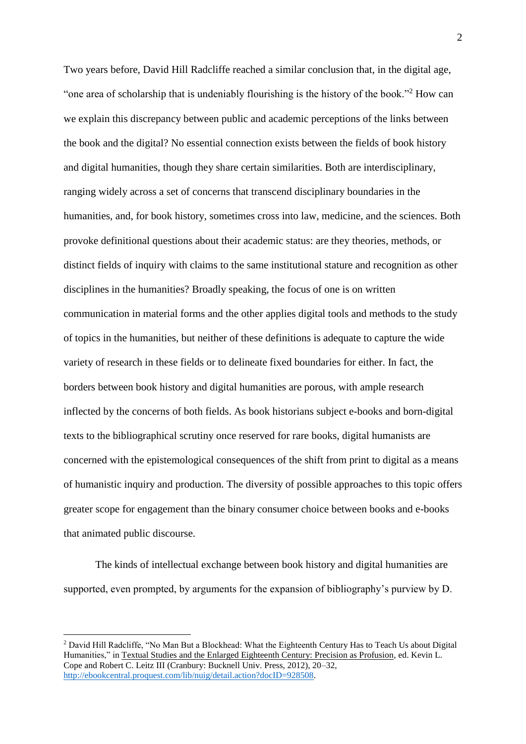Two years before, David Hill Radcliffe reached a similar conclusion that, in the digital age, "one area of scholarship that is undeniably flourishing is the history of the book."[2] How can we explain this discrepancy between public and academic perceptions of the links between the book and the digital? No essential connection exists between the fields of book history and digital humanities, though they share certain similarities. Both are interdisciplinary, ranging widely across a set of concerns that transcend disciplinary boundaries in the humanities, and, for book history, sometimes cross into law, medicine, and the sciences. Both provoke definitional questions about their academic status: are they theories, methods, or distinct fields of inquiry with claims to the same institutional stature and recognition as other disciplines in the humanities? Broadly speaking, the focus of one is on written communication in material forms and the other applies digital tools and methods to the study of topics in the humanities, but neither of these definitions is adequate to capture the wide variety of research in these fields or to delineate fixed boundaries for either. In fact, the borders between book history and digital humanities are porous, with ample research inflected by the concerns of both fields. As book historians subject e-books and born-digital texts to the bibliographical scrutiny once reserved for rare books, digital humanists are concerned with the epistemological consequences of the shift from print to digital as a means of humanistic inquiry and production. The diversity of possible approaches to this topic offers greater scope for engagement than the binary consumer choice between books and e-books that animated public discourse.

The kinds of intellectual exchange between book history and digital humanities are supported, even prompted, by arguments for the expansion of bibliography's purview by D.

---

[2] David Hill Radcliffe, "No Man But a Blockhead: What the Eighteenth Century Has to Teach Us about Digital Humanities," in Textual Studies and the Enlarged Eighteenth Century: Precision as Profusion, ed. Kevin L. Cope and Robert C. Leitz III (Cranbury: Bucknell Univ. Press, 2012), 20–32, http://ebookcentral.proquest.com/lib/nuig/detail.action?docID=928508.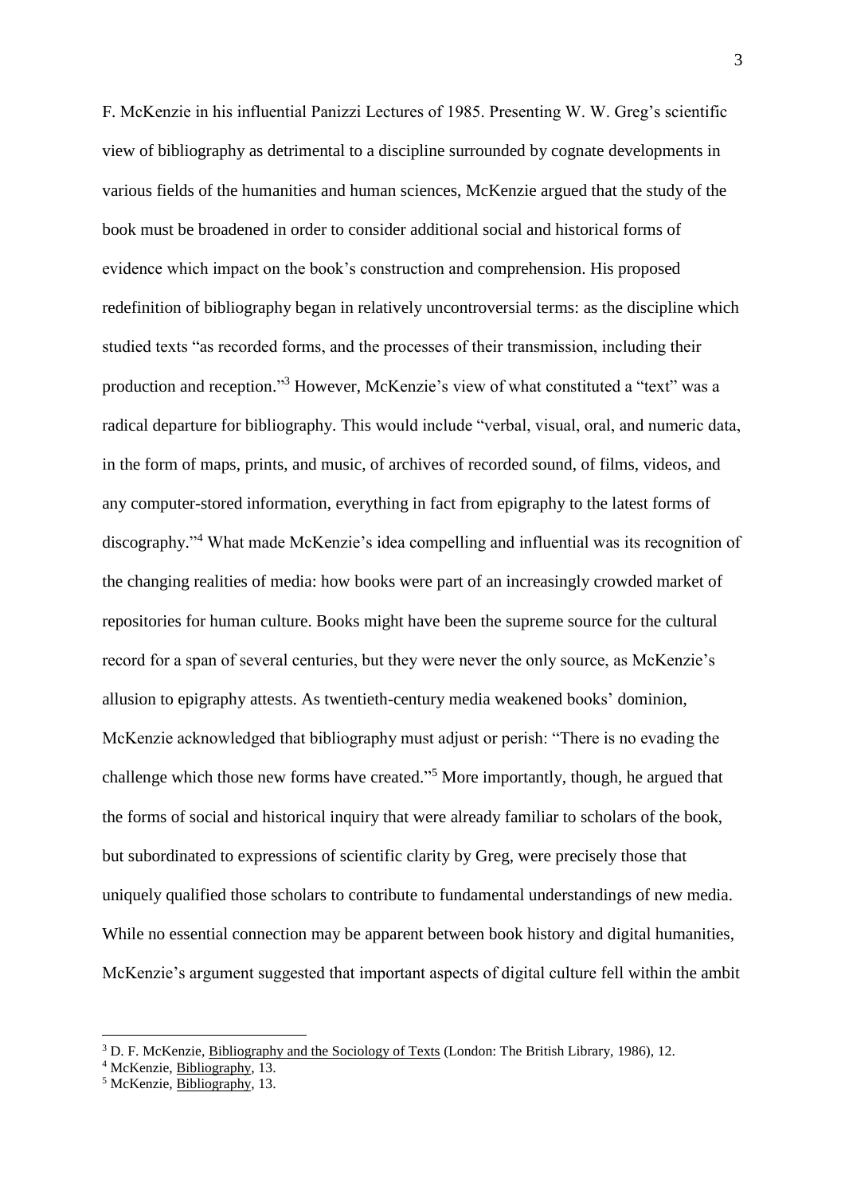F. McKenzie in his influential Panizzi Lectures of 1985. Presenting W. W. Greg's scientific view of bibliography as detrimental to a discipline surrounded by cognate developments in various fields of the humanities and human sciences, McKenzie argued that the study of the book must be broadened in order to consider additional social and historical forms of evidence which impact on the book's construction and comprehension. His proposed redefinition of bibliography began in relatively uncontroversial terms: as the discipline which studied texts "as recorded forms, and the processes of their transmission, including their production and reception."[3] However, McKenzie's view of what constituted a "text" was a radical departure for bibliography. This would include "verbal, visual, oral, and numeric data, in the form of maps, prints, and music, of archives of recorded sound, of films, videos, and any computer-stored information, everything in fact from epigraphy to the latest forms of discography."[4] What made McKenzie's idea compelling and influential was its recognition of the changing realities of media: how books were part of an increasingly crowded market of repositories for human culture. Books might have been the supreme source for the cultural record for a span of several centuries, but they were never the only source, as McKenzie's allusion to epigraphy attests. As twentieth-century media weakened books' dominion, McKenzie acknowledged that bibliography must adjust or perish: "There is no evading the challenge which those new forms have created."[5] More importantly, though, he argued that the forms of social and historical inquiry that were already familiar to scholars of the book, but subordinated to expressions of scientific clarity by Greg, were precisely those that uniquely qualified those scholars to contribute to fundamental understandings of new media. While no essential connection may be apparent between book history and digital humanities, McKenzie's argument suggested that important aspects of digital culture fell within the ambit

[3] D. F. McKenzie, Bibliography and the Sociology of Texts (London: The British Library, 1986), 12.

[4] McKenzie, Bibliography, 13.

[5] McKenzie, Bibliography, 13.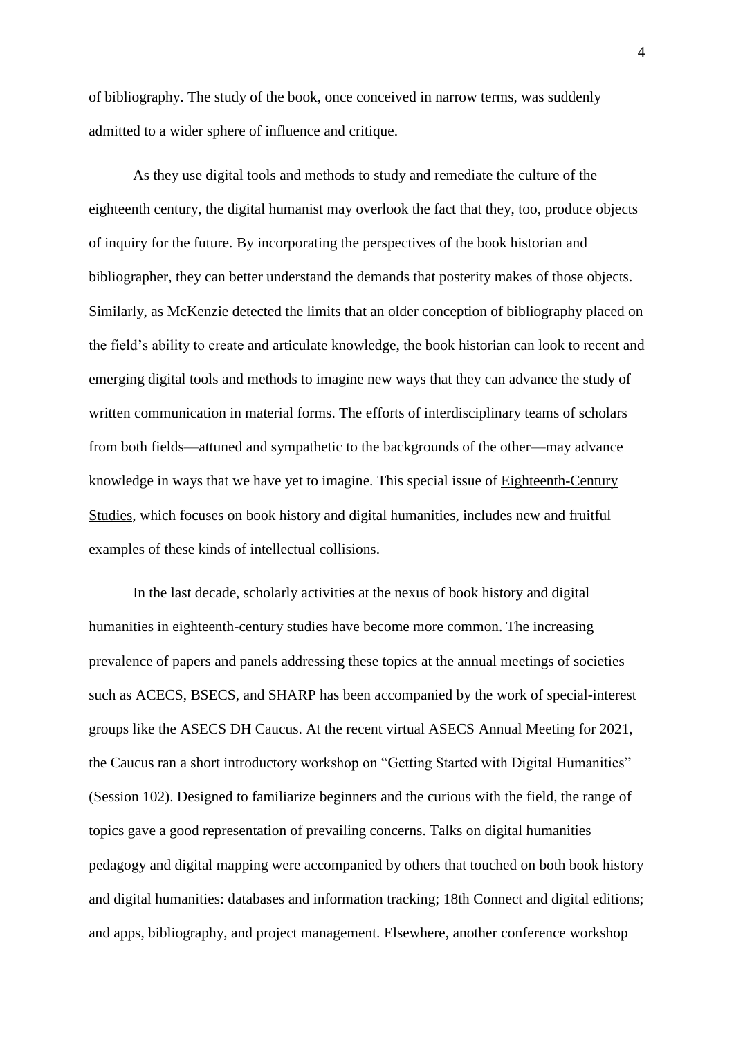of bibliography. The study of the book, once conceived in narrow terms, was suddenly admitted to a wider sphere of influence and critique.

As they use digital tools and methods to study and remediate the culture of the eighteenth century, the digital humanist may overlook the fact that they, too, produce objects of inquiry for the future. By incorporating the perspectives of the book historian and bibliographer, they can better understand the demands that posterity makes of those objects. Similarly, as McKenzie detected the limits that an older conception of bibliography placed on the field's ability to create and articulate knowledge, the book historian can look to recent and emerging digital tools and methods to imagine new ways that they can advance the study of written communication in material forms. The efforts of interdisciplinary teams of scholars from both fields—attuned and sympathetic to the backgrounds of the other—may advance knowledge in ways that we have yet to imagine. This special issue of Eighteenth-Century Studies, which focuses on book history and digital humanities, includes new and fruitful examples of these kinds of intellectual collisions.

In the last decade, scholarly activities at the nexus of book history and digital humanities in eighteenth-century studies have become more common. The increasing prevalence of papers and panels addressing these topics at the annual meetings of societies such as ACECS, BSECS, and SHARP has been accompanied by the work of special-interest groups like the ASECS DH Caucus. At the recent virtual ASECS Annual Meeting for 2021, the Caucus ran a short introductory workshop on "Getting Started with Digital Humanities" (Session 102). Designed to familiarize beginners and the curious with the field, the range of topics gave a good representation of prevailing concerns. Talks on digital humanities pedagogy and digital mapping were accompanied by others that touched on both book history and digital humanities: databases and information tracking; 18th Connect and digital editions; and apps, bibliography, and project management. Elsewhere, another conference workshop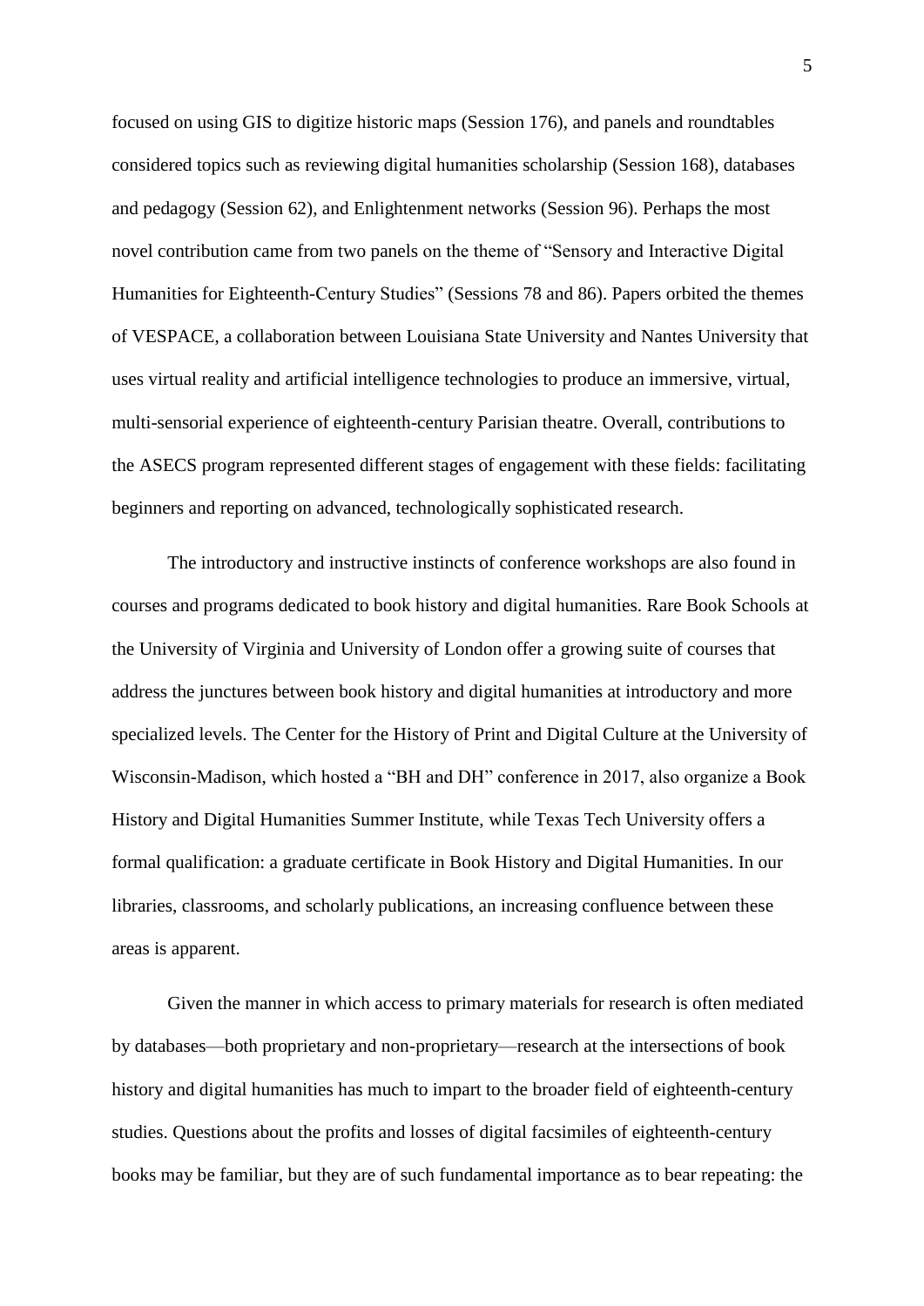focused on using GIS to digitize historic maps (Session 176), and panels and roundtables considered topics such as reviewing digital humanities scholarship (Session 168), databases and pedagogy (Session 62), and Enlightenment networks (Session 96). Perhaps the most novel contribution came from two panels on the theme of "Sensory and Interactive Digital Humanities for Eighteenth-Century Studies" (Sessions 78 and 86). Papers orbited the themes of VESPACE, a collaboration between Louisiana State University and Nantes University that uses virtual reality and artificial intelligence technologies to produce an immersive, virtual, multi-sensorial experience of eighteenth-century Parisian theatre. Overall, contributions to the ASECS program represented different stages of engagement with these fields: facilitating beginners and reporting on advanced, technologically sophisticated research.

The introductory and instructive instincts of conference workshops are also found in courses and programs dedicated to book history and digital humanities. Rare Book Schools at the University of Virginia and University of London offer a growing suite of courses that address the junctures between book history and digital humanities at introductory and more specialized levels. The Center for the History of Print and Digital Culture at the University of Wisconsin-Madison, which hosted a "BH and DH" conference in 2017, also organize a Book History and Digital Humanities Summer Institute, while Texas Tech University offers a formal qualification: a graduate certificate in Book History and Digital Humanities. In our libraries, classrooms, and scholarly publications, an increasing confluence between these areas is apparent.

Given the manner in which access to primary materials for research is often mediated by databases—both proprietary and non-proprietary—research at the intersections of book history and digital humanities has much to impart to the broader field of eighteenth-century studies. Questions about the profits and losses of digital facsimiles of eighteenth-century books may be familiar, but they are of such fundamental importance as to bear repeating: the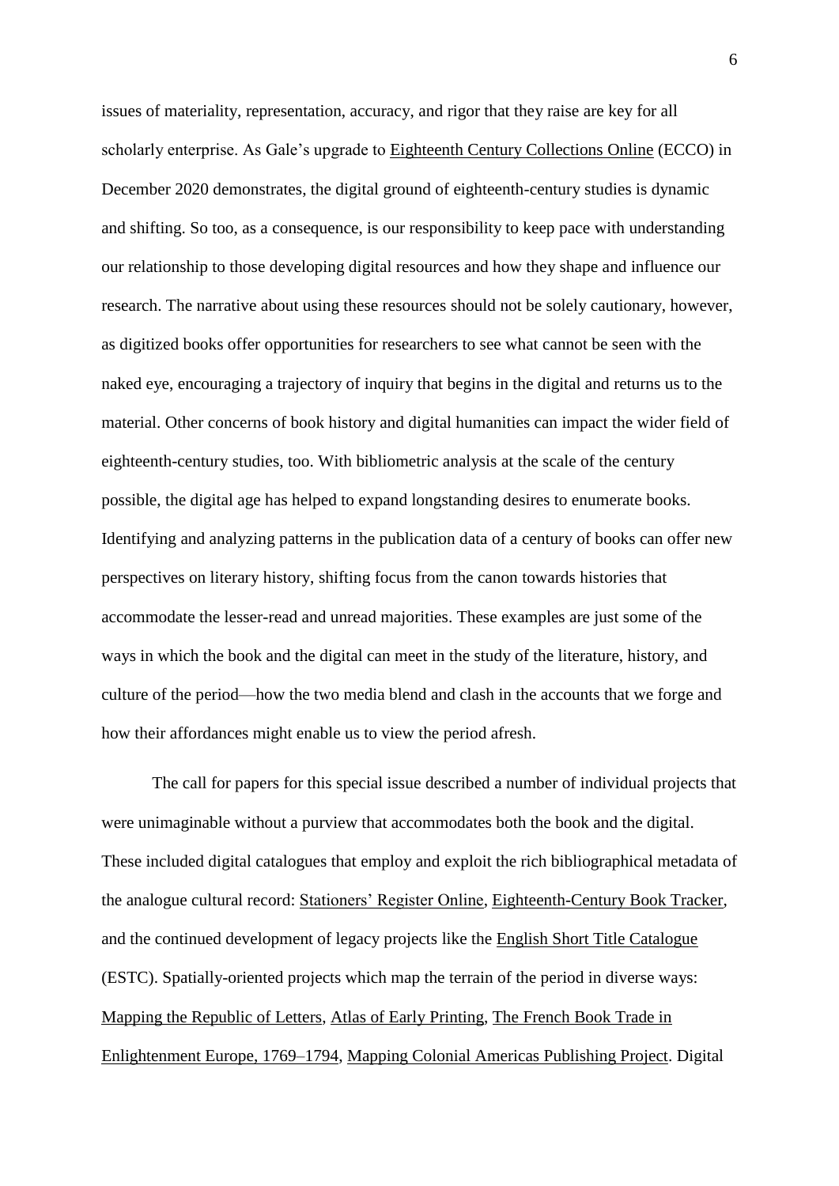issues of materiality, representation, accuracy, and rigor that they raise are key for all scholarly enterprise. As Gale's upgrade to Eighteenth Century Collections Online (ECCO) in December 2020 demonstrates, the digital ground of eighteenth-century studies is dynamic and shifting. So too, as a consequence, is our responsibility to keep pace with understanding our relationship to those developing digital resources and how they shape and influence our research. The narrative about using these resources should not be solely cautionary, however, as digitized books offer opportunities for researchers to see what cannot be seen with the naked eye, encouraging a trajectory of inquiry that begins in the digital and returns us to the material. Other concerns of book history and digital humanities can impact the wider field of eighteenth-century studies, too. With bibliometric analysis at the scale of the century possible, the digital age has helped to expand longstanding desires to enumerate books. Identifying and analyzing patterns in the publication data of a century of books can offer new perspectives on literary history, shifting focus from the canon towards histories that accommodate the lesser-read and unread majorities. These examples are just some of the ways in which the book and the digital can meet in the study of the literature, history, and culture of the period—how the two media blend and clash in the accounts that we forge and how their affordances might enable us to view the period afresh.

The call for papers for this special issue described a number of individual projects that were unimaginable without a purview that accommodates both the book and the digital. These included digital catalogues that employ and exploit the rich bibliographical metadata of the analogue cultural record: Stationers' Register Online, Eighteenth-Century Book Tracker, and the continued development of legacy projects like the English Short Title Catalogue (ESTC). Spatially-oriented projects which map the terrain of the period in diverse ways: Mapping the Republic of Letters, Atlas of Early Printing, The French Book Trade in Enlightenment Europe, 1769–1794, Mapping Colonial Americas Publishing Project. Digital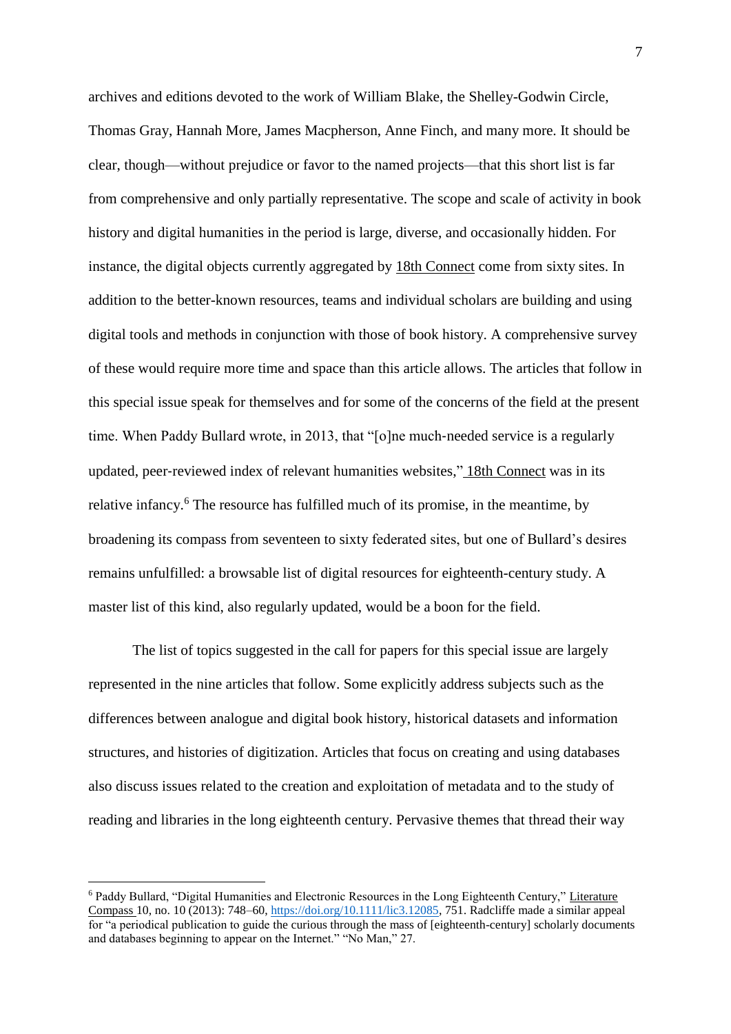archives and editions devoted to the work of William Blake, the Shelley-Godwin Circle, Thomas Gray, Hannah More, James Macpherson, Anne Finch, and many more. It should be clear, though—without prejudice or favor to the named projects—that this short list is far from comprehensive and only partially representative. The scope and scale of activity in book history and digital humanities in the period is large, diverse, and occasionally hidden. For instance, the digital objects currently aggregated by 18th Connect come from sixty sites. In addition to the better-known resources, teams and individual scholars are building and using digital tools and methods in conjunction with those of book history. A comprehensive survey of these would require more time and space than this article allows. The articles that follow in this special issue speak for themselves and for some of the concerns of the field at the present time. When Paddy Bullard wrote, in 2013, that "[o]ne much-needed service is a regularly updated, peer-reviewed index of relevant humanities websites," 18th Connect was in its relative infancy.[6] The resource has fulfilled much of its promise, in the meantime, by broadening its compass from seventeen to sixty federated sites, but one of Bullard's desires remains unfulfilled: a browsable list of digital resources for eighteenth-century study. A master list of this kind, also regularly updated, would be a boon for the field.

The list of topics suggested in the call for papers for this special issue are largely represented in the nine articles that follow. Some explicitly address subjects such as the differences between analogue and digital book history, historical datasets and information structures, and histories of digitization. Articles that focus on creating and using databases also discuss issues related to the creation and exploitation of metadata and to the study of reading and libraries in the long eighteenth century. Pervasive themes that thread their way

---

[6] Paddy Bullard, "Digital Humanities and Electronic Resources in the Long Eighteenth Century," Literature Compass 10, no. 10 (2013): 748–60, https://doi.org/10.1111/lic3.12085, 751. Radcliffe made a similar appeal for "a periodical publication to guide the curious through the mass of [eighteenth-century] scholarly documents and databases beginning to appear on the Internet." "No Man," 27.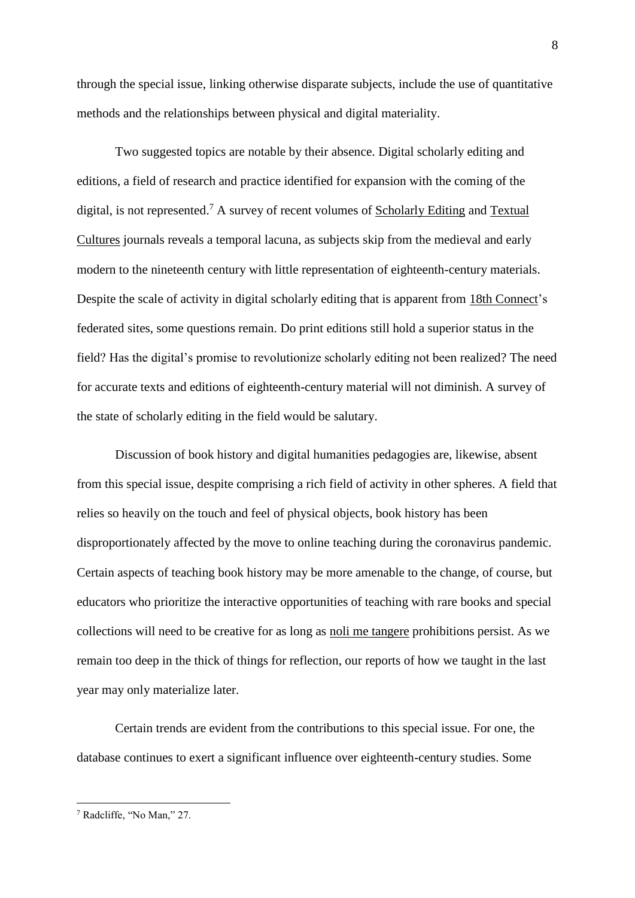through the special issue, linking otherwise disparate subjects, include the use of quantitative methods and the relationships between physical and digital materiality.

Two suggested topics are notable by their absence. Digital scholarly editing and editions, a field of research and practice identified for expansion with the coming of the digital, is not represented.[7] A survey of recent volumes of Scholarly Editing and Textual Cultures journals reveals a temporal lacuna, as subjects skip from the medieval and early modern to the nineteenth century with little representation of eighteenth-century materials. Despite the scale of activity in digital scholarly editing that is apparent from 18th Connect's federated sites, some questions remain. Do print editions still hold a superior status in the field? Has the digital's promise to revolutionize scholarly editing not been realized? The need for accurate texts and editions of eighteenth-century material will not diminish. A survey of the state of scholarly editing in the field would be salutary.

Discussion of book history and digital humanities pedagogies are, likewise, absent from this special issue, despite comprising a rich field of activity in other spheres. A field that relies so heavily on the touch and feel of physical objects, book history has been disproportionately affected by the move to online teaching during the coronavirus pandemic. Certain aspects of teaching book history may be more amenable to the change, of course, but educators who prioritize the interactive opportunities of teaching with rare books and special collections will need to be creative for as long as noli me tangere prohibitions persist. As we remain too deep in the thick of things for reflection, our reports of how we taught in the last year may only materialize later.

Certain trends are evident from the contributions to this special issue. For one, the database continues to exert a significant influence over eighteenth-century studies. Some

[7] Radcliffe, "No Man," 27.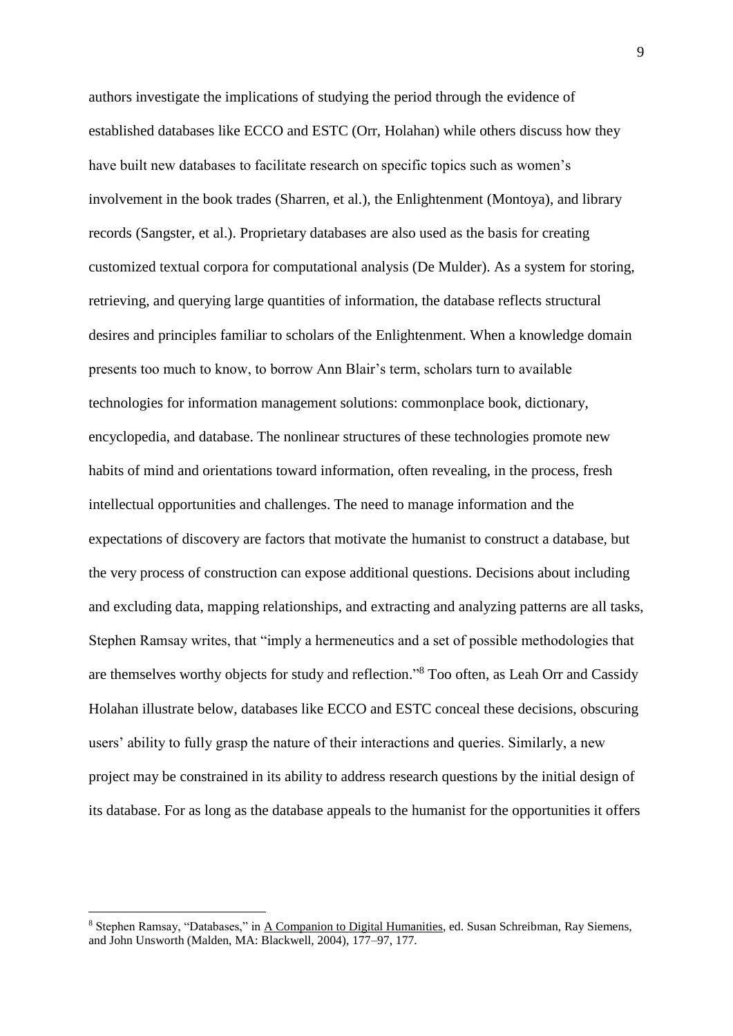authors investigate the implications of studying the period through the evidence of established databases like ECCO and ESTC (Orr, Holahan) while others discuss how they have built new databases to facilitate research on specific topics such as women's involvement in the book trades (Sharren, et al.), the Enlightenment (Montoya), and library records (Sangster, et al.). Proprietary databases are also used as the basis for creating customized textual corpora for computational analysis (De Mulder). As a system for storing, retrieving, and querying large quantities of information, the database reflects structural desires and principles familiar to scholars of the Enlightenment. When a knowledge domain presents too much to know, to borrow Ann Blair's term, scholars turn to available technologies for information management solutions: commonplace book, dictionary, encyclopedia, and database. The nonlinear structures of these technologies promote new habits of mind and orientations toward information, often revealing, in the process, fresh intellectual opportunities and challenges. The need to manage information and the expectations of discovery are factors that motivate the humanist to construct a database, but the very process of construction can expose additional questions. Decisions about including and excluding data, mapping relationships, and extracting and analyzing patterns are all tasks, Stephen Ramsay writes, that "imply a hermeneutics and a set of possible methodologies that are themselves worthy objects for study and reflection."[8] Too often, as Leah Orr and Cassidy Holahan illustrate below, databases like ECCO and ESTC conceal these decisions, obscuring users' ability to fully grasp the nature of their interactions and queries. Similarly, a new project may be constrained in its ability to address research questions by the initial design of its database. For as long as the database appeals to the humanist for the opportunities it offers

[8] Stephen Ramsay, "Databases," in A Companion to Digital Humanities, ed. Susan Schreibman, Ray Siemens, and John Unsworth (Malden, MA: Blackwell, 2004), 177–97, 177.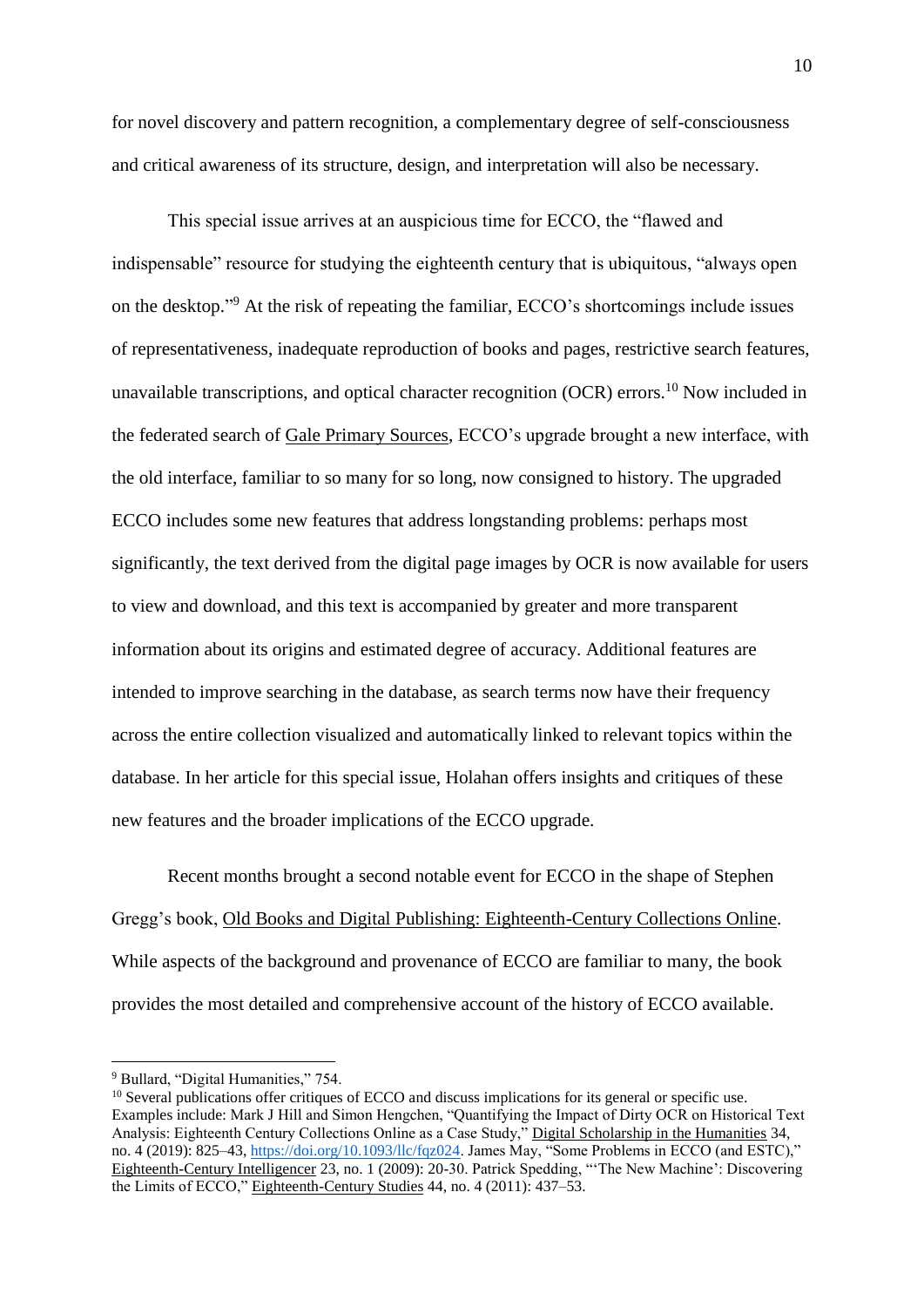for novel discovery and pattern recognition, a complementary degree of self-consciousness and critical awareness of its structure, design, and interpretation will also be necessary.

This special issue arrives at an auspicious time for ECCO, the "flawed and indispensable" resource for studying the eighteenth century that is ubiquitous, "always open on the desktop."[9] At the risk of repeating the familiar, ECCO's shortcomings include issues of representativeness, inadequate reproduction of books and pages, restrictive search features, unavailable transcriptions, and optical character recognition (OCR) errors.[10] Now included in the federated search of Gale Primary Sources, ECCO's upgrade brought a new interface, with the old interface, familiar to so many for so long, now consigned to history. The upgraded ECCO includes some new features that address longstanding problems: perhaps most significantly, the text derived from the digital page images by OCR is now available for users to view and download, and this text is accompanied by greater and more transparent information about its origins and estimated degree of accuracy. Additional features are intended to improve searching in the database, as search terms now have their frequency across the entire collection visualized and automatically linked to relevant topics within the database. In her article for this special issue, Holahan offers insights and critiques of these new features and the broader implications of the ECCO upgrade.

Recent months brought a second notable event for ECCO in the shape of Stephen Gregg's book, Old Books and Digital Publishing: Eighteenth-Century Collections Online. While aspects of the background and provenance of ECCO are familiar to many, the book provides the most detailed and comprehensive account of the history of ECCO available.

---

[9] Bullard, "Digital Humanities," 754.

[10] Several publications offer critiques of ECCO and discuss implications for its general or specific use. Examples include: Mark J Hill and Simon Hengchen, "Quantifying the Impact of Dirty OCR on Historical Text Analysis: Eighteenth Century Collections Online as a Case Study," Digital Scholarship in the Humanities 34, no. 4 (2019): 825–43, https://doi.org/10.1093/llc/fqz024. James May, "Some Problems in ECCO (and ESTC)," Eighteenth-Century Intelligencer 23, no. 1 (2009): 20-30. Patrick Spedding, "'The New Machine': Discovering the Limits of ECCO," Eighteenth-Century Studies 44, no. 4 (2011): 437–53.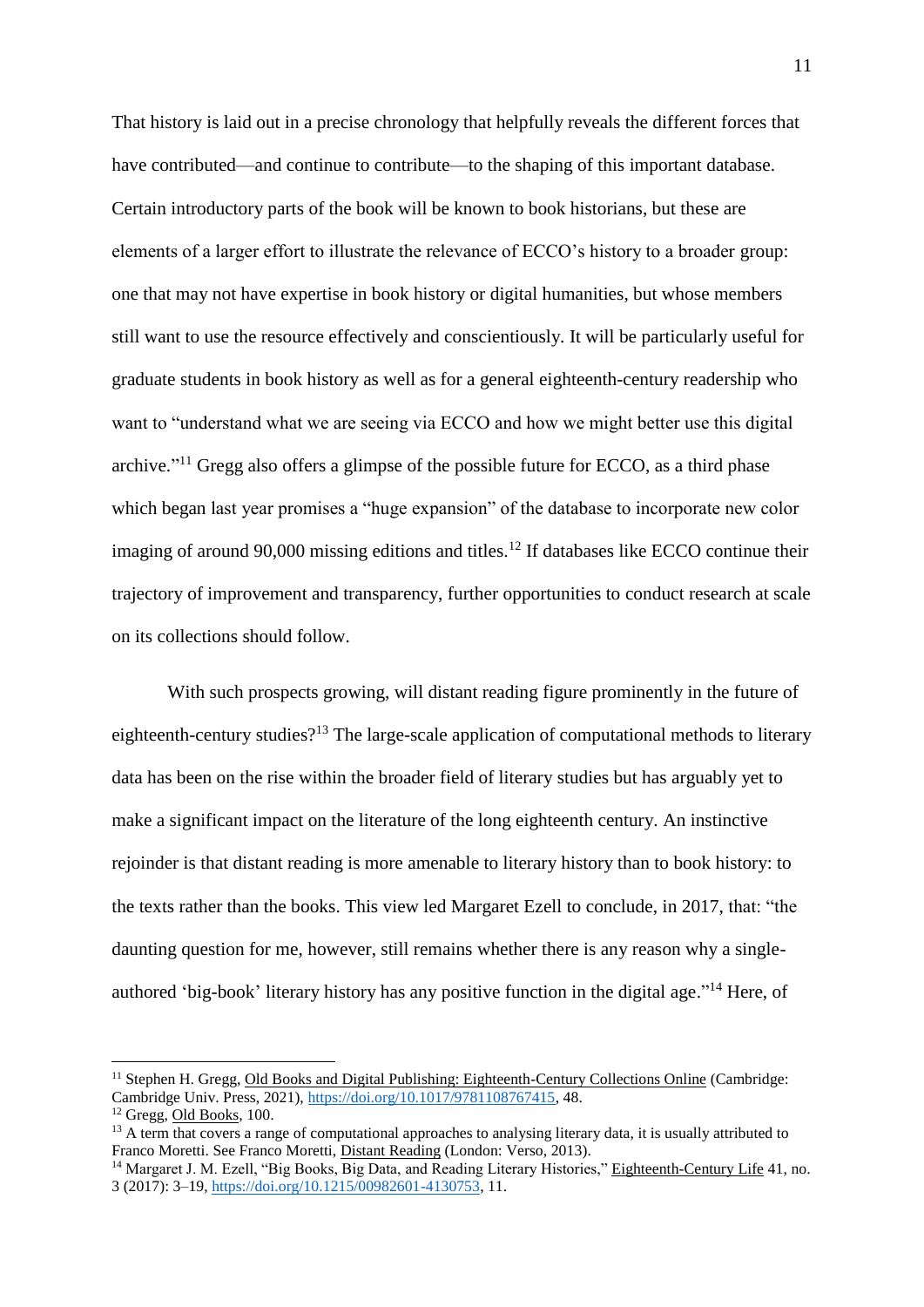That history is laid out in a precise chronology that helpfully reveals the different forces that have contributed—and continue to contribute—to the shaping of this important database. Certain introductory parts of the book will be known to book historians, but these are elements of a larger effort to illustrate the relevance of ECCO's history to a broader group: one that may not have expertise in book history or digital humanities, but whose members still want to use the resource effectively and conscientiously. It will be particularly useful for graduate students in book history as well as for a general eighteenth-century readership who want to "understand what we are seeing via ECCO and how we might better use this digital archive."[11] Gregg also offers a glimpse of the possible future for ECCO, as a third phase which began last year promises a "huge expansion" of the database to incorporate new color imaging of around 90,000 missing editions and titles.[12] If databases like ECCO continue their trajectory of improvement and transparency, further opportunities to conduct research at scale on its collections should follow.

With such prospects growing, will distant reading figure prominently in the future of eighteenth-century studies?[13] The large-scale application of computational methods to literary data has been on the rise within the broader field of literary studies but has arguably yet to make a significant impact on the literature of the long eighteenth century. An instinctive rejoinder is that distant reading is more amenable to literary history than to book history: to the texts rather than the books. This view led Margaret Ezell to conclude, in 2017, that: "the daunting question for me, however, still remains whether there is any reason why a single-authored 'big-book' literary history has any positive function in the digital age."[14] Here, of

---

[11] Stephen H. Gregg, Old Books and Digital Publishing: Eighteenth-Century Collections Online (Cambridge: Cambridge Univ. Press, 2021), https://doi.org/10.1017/9781108767415, 48.

[12] Gregg, Old Books, 100.

[13] A term that covers a range of computational approaches to analysing literary data, it is usually attributed to Franco Moretti. See Franco Moretti, Distant Reading (London: Verso, 2013).

[14] Margaret J. M. Ezell, "Big Books, Big Data, and Reading Literary Histories," Eighteenth-Century Life 41, no. 3 (2017): 3–19, https://doi.org/10.1215/00982601-4130753, 11.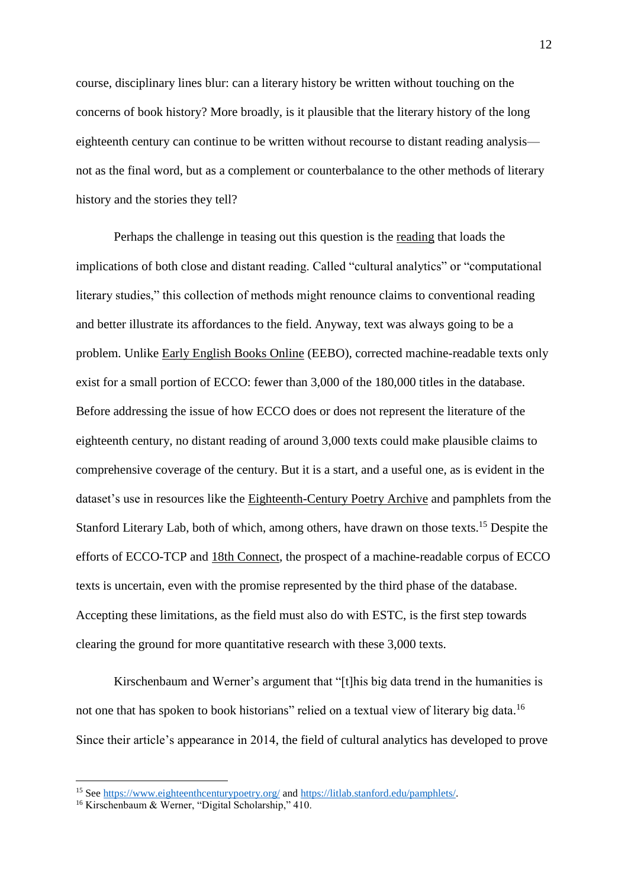course, disciplinary lines blur: can a literary history be written without touching on the concerns of book history? More broadly, is it plausible that the literary history of the long eighteenth century can continue to be written without recourse to distant reading analysis—not as the final word, but as a complement or counterbalance to the other methods of literary history and the stories they tell?

Perhaps the challenge in teasing out this question is the reading that loads the implications of both close and distant reading. Called "cultural analytics" or "computational literary studies," this collection of methods might renounce claims to conventional reading and better illustrate its affordances to the field. Anyway, text was always going to be a problem. Unlike Early English Books Online (EEBO), corrected machine-readable texts only exist for a small portion of ECCO: fewer than 3,000 of the 180,000 titles in the database. Before addressing the issue of how ECCO does or does not represent the literature of the eighteenth century, no distant reading of around 3,000 texts could make plausible claims to comprehensive coverage of the century. But it is a start, and a useful one, as is evident in the dataset's use in resources like the Eighteenth-Century Poetry Archive and pamphlets from the Stanford Literary Lab, both of which, among others, have drawn on those texts.[15] Despite the efforts of ECCO-TCP and 18th Connect, the prospect of a machine-readable corpus of ECCO texts is uncertain, even with the promise represented by the third phase of the database. Accepting these limitations, as the field must also do with ESTC, is the first step towards clearing the ground for more quantitative research with these 3,000 texts.

Kirschenbaum and Werner's argument that "[t]his big data trend in the humanities is not one that has spoken to book historians" relied on a textual view of literary big data.[16] Since their article's appearance in 2014, the field of cultural analytics has developed to prove

[15] See https://www.eighteenthcenturypoetry.org/ and https://litlab.stanford.edu/pamphlets/.

[16] Kirschenbaum & Werner, "Digital Scholarship," 410.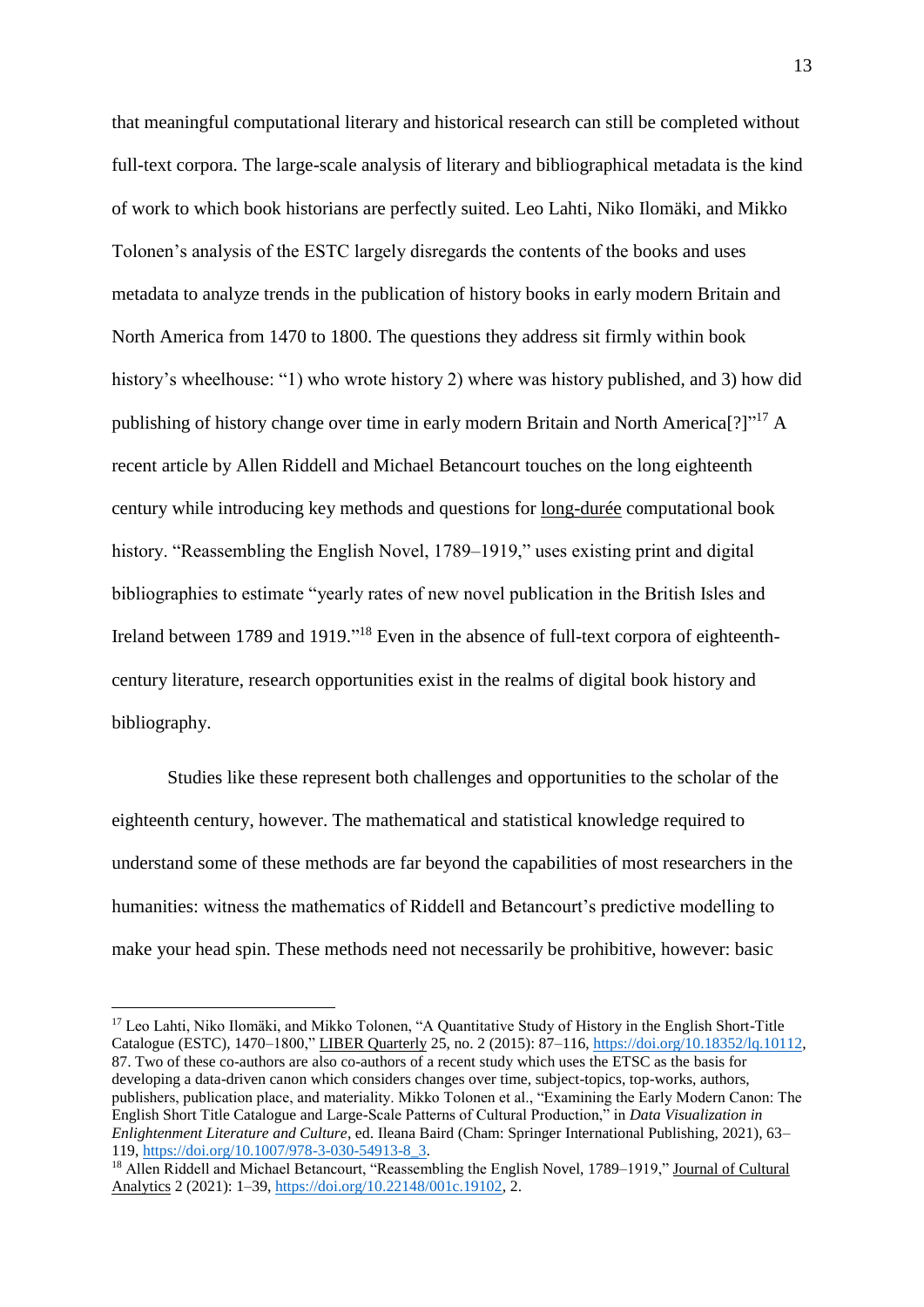that meaningful computational literary and historical research can still be completed without full-text corpora. The large-scale analysis of literary and bibliographical metadata is the kind of work to which book historians are perfectly suited. Leo Lahti, Niko Ilomäki, and Mikko Tolonen's analysis of the ESTC largely disregards the contents of the books and uses metadata to analyze trends in the publication of history books in early modern Britain and North America from 1470 to 1800. The questions they address sit firmly within book history's wheelhouse: "1) who wrote history 2) where was history published, and 3) how did publishing of history change over time in early modern Britain and North America[?]"[17] A recent article by Allen Riddell and Michael Betancourt touches on the long eighteenth century while introducing key methods and questions for long-durée computational book history. "Reassembling the English Novel, 1789–1919," uses existing print and digital bibliographies to estimate "yearly rates of new novel publication in the British Isles and Ireland between 1789 and 1919."[18] Even in the absence of full-text corpora of eighteenth-century literature, research opportunities exist in the realms of digital book history and bibliography.

Studies like these represent both challenges and opportunities to the scholar of the eighteenth century, however. The mathematical and statistical knowledge required to understand some of these methods are far beyond the capabilities of most researchers in the humanities: witness the mathematics of Riddell and Betancourt's predictive modelling to make your head spin. These methods need not necessarily be prohibitive, however: basic

---

[17] Leo Lahti, Niko Ilomäki, and Mikko Tolonen, "A Quantitative Study of History in the English Short-Title Catalogue (ESTC), 1470–1800," LIBER Quarterly 25, no. 2 (2015): 87–116, https://doi.org/10.18352/lq.10112, 87. Two of these co-authors are also co-authors of a recent study which uses the ETSC as the basis for developing a data-driven canon which considers changes over time, subject-topics, top-works, authors, publishers, publication place, and materiality. Mikko Tolonen et al., "Examining the Early Modern Canon: The English Short Title Catalogue and Large-Scale Patterns of Cultural Production," in *Data Visualization in Enlightenment Literature and Culture*, ed. Ileana Baird (Cham: Springer International Publishing, 2021), 63–119, https://doi.org/10.1007/978-3-030-54913-8_3.

[18] Allen Riddell and Michael Betancourt, "Reassembling the English Novel, 1789–1919," Journal of Cultural Analytics 2 (2021): 1–39, https://doi.org/10.22148/001c.19102, 2.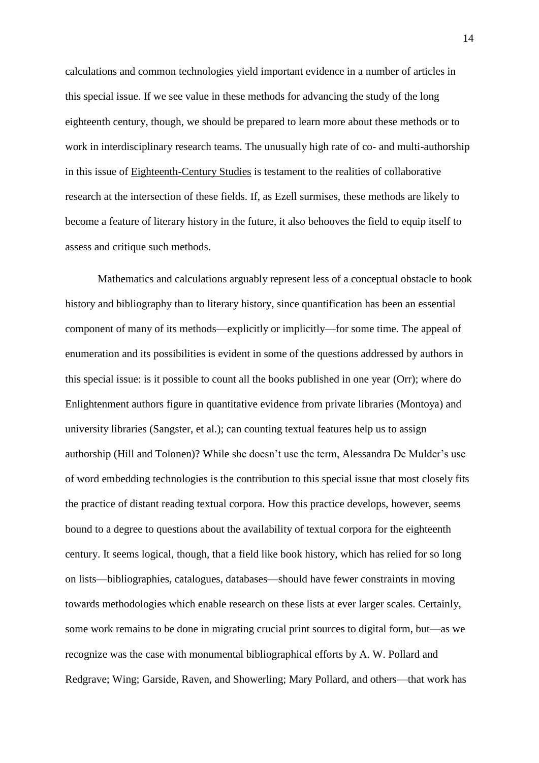calculations and common technologies yield important evidence in a number of articles in this special issue. If we see value in these methods for advancing the study of the long eighteenth century, though, we should be prepared to learn more about these methods or to work in interdisciplinary research teams. The unusually high rate of co- and multi-authorship in this issue of Eighteenth-Century Studies is testament to the realities of collaborative research at the intersection of these fields. If, as Ezell surmises, these methods are likely to become a feature of literary history in the future, it also behooves the field to equip itself to assess and critique such methods.

Mathematics and calculations arguably represent less of a conceptual obstacle to book history and bibliography than to literary history, since quantification has been an essential component of many of its methods—explicitly or implicitly—for some time. The appeal of enumeration and its possibilities is evident in some of the questions addressed by authors in this special issue: is it possible to count all the books published in one year (Orr); where do Enlightenment authors figure in quantitative evidence from private libraries (Montoya) and university libraries (Sangster, et al.); can counting textual features help us to assign authorship (Hill and Tolonen)? While she doesn't use the term, Alessandra De Mulder's use of word embedding technologies is the contribution to this special issue that most closely fits the practice of distant reading textual corpora. How this practice develops, however, seems bound to a degree to questions about the availability of textual corpora for the eighteenth century. It seems logical, though, that a field like book history, which has relied for so long on lists—bibliographies, catalogues, databases—should have fewer constraints in moving towards methodologies which enable research on these lists at ever larger scales. Certainly, some work remains to be done in migrating crucial print sources to digital form, but—as we recognize was the case with monumental bibliographical efforts by A. W. Pollard and Redgrave; Wing; Garside, Raven, and Showerling; Mary Pollard, and others—that work has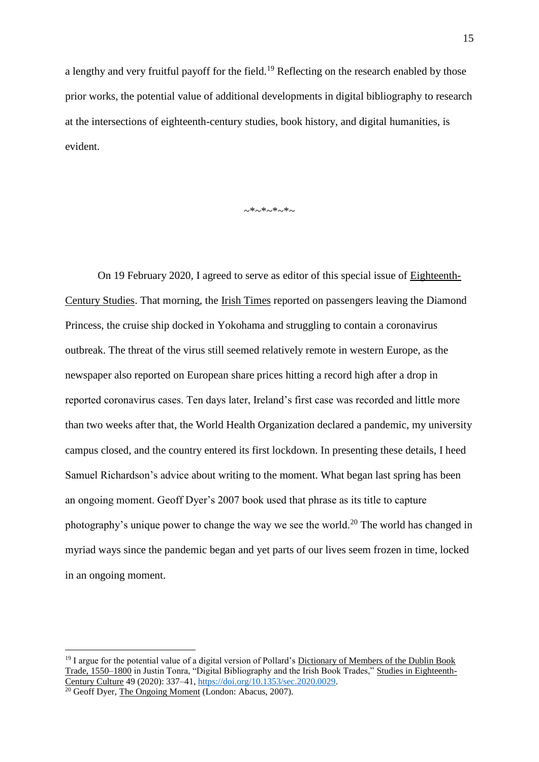a lengthy and very fruitful payoff for the field.[19] Reflecting on the research enabled by those prior works, the potential value of additional developments in digital bibliography to research at the intersections of eighteenth-century studies, book history, and digital humanities, is evident.

~*~*~*~*~

On 19 February 2020, I agreed to serve as editor of this special issue of Eighteenth-Century Studies. That morning, the Irish Times reported on passengers leaving the Diamond Princess, the cruise ship docked in Yokohama and struggling to contain a coronavirus outbreak. The threat of the virus still seemed relatively remote in western Europe, as the newspaper also reported on European share prices hitting a record high after a drop in reported coronavirus cases. Ten days later, Ireland's first case was recorded and little more than two weeks after that, the World Health Organization declared a pandemic, my university campus closed, and the country entered its first lockdown. In presenting these details, I heed Samuel Richardson's advice about writing to the moment. What began last spring has been an ongoing moment. Geoff Dyer's 2007 book used that phrase as its title to capture photography's unique power to change the way we see the world.[20] The world has changed in myriad ways since the pandemic began and yet parts of our lives seem frozen in time, locked in an ongoing moment.

---

[19] I argue for the potential value of a digital version of Pollard's Dictionary of Members of the Dublin Book Trade, 1550–1800 in Justin Tonra, "Digital Bibliography and the Irish Book Trades," Studies in Eighteenth-Century Culture 49 (2020): 337–41, https://doi.org/10.1353/sec.2020.0029.

[20] Geoff Dyer, The Ongoing Moment (London: Abacus, 2007).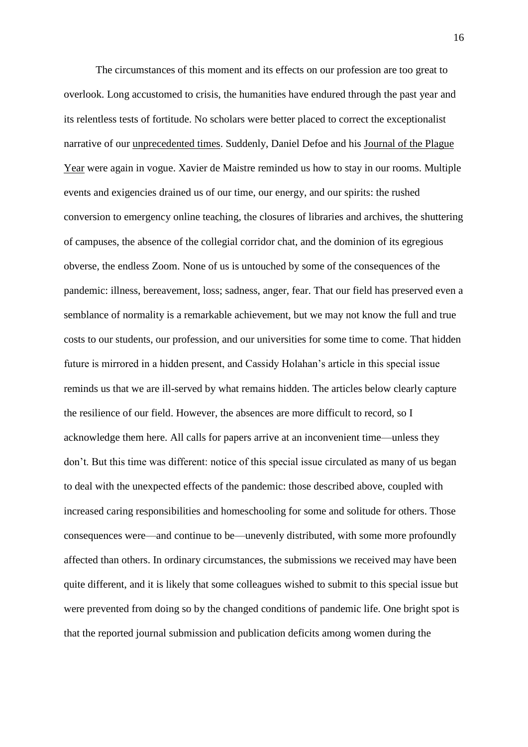The circumstances of this moment and its effects on our profession are too great to overlook. Long accustomed to crisis, the humanities have endured through the past year and its relentless tests of fortitude. No scholars were better placed to correct the exceptionalist narrative of our unprecedented times. Suddenly, Daniel Defoe and his Journal of the Plague Year were again in vogue. Xavier de Maistre reminded us how to stay in our rooms. Multiple events and exigencies drained us of our time, our energy, and our spirits: the rushed conversion to emergency online teaching, the closures of libraries and archives, the shuttering of campuses, the absence of the collegial corridor chat, and the dominion of its egregious obverse, the endless Zoom. None of us is untouched by some of the consequences of the pandemic: illness, bereavement, loss; sadness, anger, fear. That our field has preserved even a semblance of normality is a remarkable achievement, but we may not know the full and true costs to our students, our profession, and our universities for some time to come. That hidden future is mirrored in a hidden present, and Cassidy Holahan's article in this special issue reminds us that we are ill-served by what remains hidden. The articles below clearly capture the resilience of our field. However, the absences are more difficult to record, so I acknowledge them here. All calls for papers arrive at an inconvenient time—unless they don't. But this time was different: notice of this special issue circulated as many of us began to deal with the unexpected effects of the pandemic: those described above, coupled with increased caring responsibilities and homeschooling for some and solitude for others. Those consequences were—and continue to be—unevenly distributed, with some more profoundly affected than others. In ordinary circumstances, the submissions we received may have been quite different, and it is likely that some colleagues wished to submit to this special issue but were prevented from doing so by the changed conditions of pandemic life. One bright spot is that the reported journal submission and publication deficits among women during the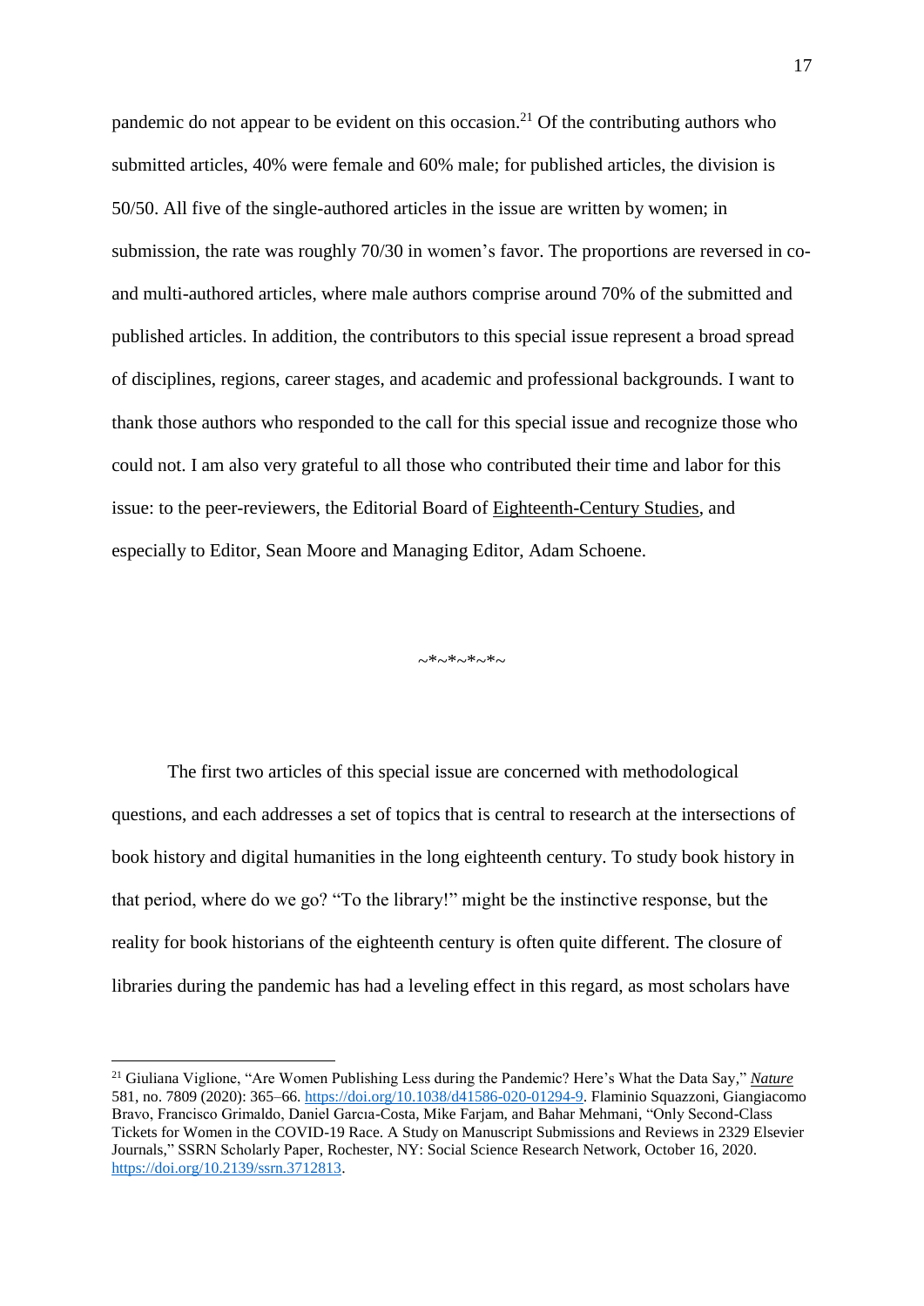pandemic do not appear to be evident on this occasion.[21] Of the contributing authors who submitted articles, 40% were female and 60% male; for published articles, the division is 50/50. All five of the single-authored articles in the issue are written by women; in submission, the rate was roughly 70/30 in women's favor. The proportions are reversed in co- and multi-authored articles, where male authors comprise around 70% of the submitted and published articles. In addition, the contributors to this special issue represent a broad spread of disciplines, regions, career stages, and academic and professional backgrounds. I want to thank those authors who responded to the call for this special issue and recognize those who could not. I am also very grateful to all those who contributed their time and labor for this issue: to the peer-reviewers, the Editorial Board of Eighteenth-Century Studies, and especially to Editor, Sean Moore and Managing Editor, Adam Schoene.

~*~*~*~*~

The first two articles of this special issue are concerned with methodological questions, and each addresses a set of topics that is central to research at the intersections of book history and digital humanities in the long eighteenth century. To study book history in that period, where do we go? "To the library!" might be the instinctive response, but the reality for book historians of the eighteenth century is often quite different. The closure of libraries during the pandemic has had a leveling effect in this regard, as most scholars have

---

[21] Giuliana Viglione, "Are Women Publishing Less during the Pandemic? Here's What the Data Say," *Nature* 581, no. 7809 (2020): 365–66. https://doi.org/10.1038/d41586-020-01294-9. Flaminio Squazzoni, Giangiacomo Bravo, Francisco Grimaldo, Daniel Garcıa-Costa, Mike Farjam, and Bahar Mehmani, "Only Second-Class Tickets for Women in the COVID-19 Race. A Study on Manuscript Submissions and Reviews in 2329 Elsevier Journals," SSRN Scholarly Paper, Rochester, NY: Social Science Research Network, October 16, 2020. https://doi.org/10.2139/ssrn.3712813.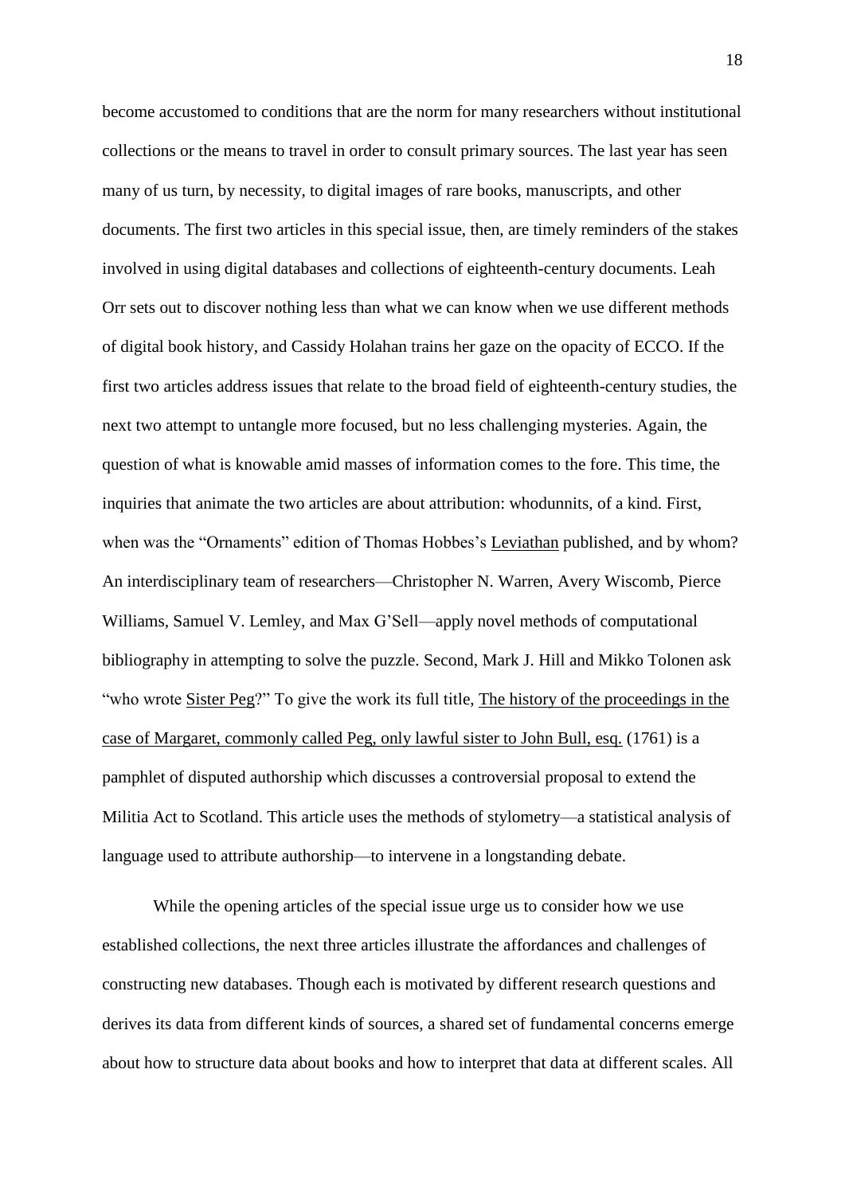become accustomed to conditions that are the norm for many researchers without institutional collections or the means to travel in order to consult primary sources. The last year has seen many of us turn, by necessity, to digital images of rare books, manuscripts, and other documents. The first two articles in this special issue, then, are timely reminders of the stakes involved in using digital databases and collections of eighteenth-century documents. Leah Orr sets out to discover nothing less than what we can know when we use different methods of digital book history, and Cassidy Holahan trains her gaze on the opacity of ECCO. If the first two articles address issues that relate to the broad field of eighteenth-century studies, the next two attempt to untangle more focused, but no less challenging mysteries. Again, the question of what is knowable amid masses of information comes to the fore. This time, the inquiries that animate the two articles are about attribution: whodunnits, of a kind. First, when was the "Ornaments" edition of Thomas Hobbes's Leviathan published, and by whom? An interdisciplinary team of researchers—Christopher N. Warren, Avery Wiscomb, Pierce Williams, Samuel V. Lemley, and Max G'Sell—apply novel methods of computational bibliography in attempting to solve the puzzle. Second, Mark J. Hill and Mikko Tolonen ask "who wrote Sister Peg?" To give the work its full title, The history of the proceedings in the case of Margaret, commonly called Peg, only lawful sister to John Bull, esq. (1761) is a pamphlet of disputed authorship which discusses a controversial proposal to extend the Militia Act to Scotland. This article uses the methods of stylometry—a statistical analysis of language used to attribute authorship—to intervene in a longstanding debate.

While the opening articles of the special issue urge us to consider how we use established collections, the next three articles illustrate the affordances and challenges of constructing new databases. Though each is motivated by different research questions and derives its data from different kinds of sources, a shared set of fundamental concerns emerge about how to structure data about books and how to interpret that data at different scales. All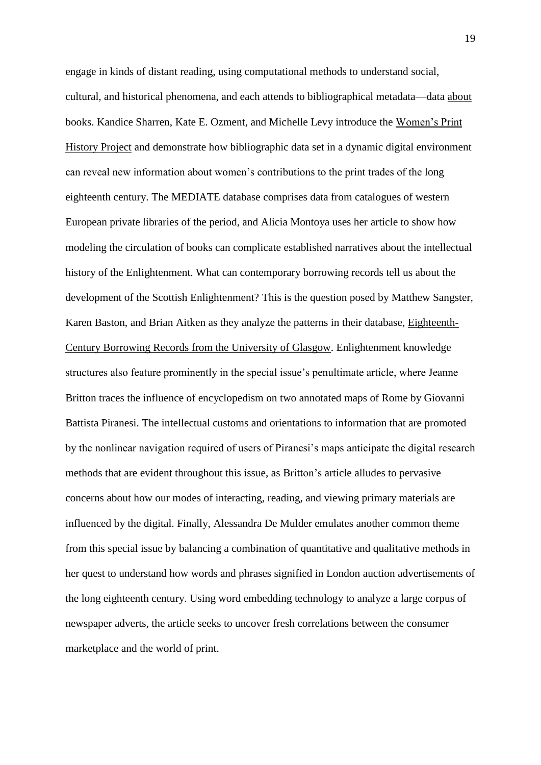engage in kinds of distant reading, using computational methods to understand social, cultural, and historical phenomena, and each attends to bibliographical metadata—data about books. Kandice Sharren, Kate E. Ozment, and Michelle Levy introduce the Women's Print History Project and demonstrate how bibliographic data set in a dynamic digital environment can reveal new information about women's contributions to the print trades of the long eighteenth century. The MEDIATE database comprises data from catalogues of western European private libraries of the period, and Alicia Montoya uses her article to show how modeling the circulation of books can complicate established narratives about the intellectual history of the Enlightenment. What can contemporary borrowing records tell us about the development of the Scottish Enlightenment? This is the question posed by Matthew Sangster, Karen Baston, and Brian Aitken as they analyze the patterns in their database, Eighteenth-Century Borrowing Records from the University of Glasgow. Enlightenment knowledge structures also feature prominently in the special issue's penultimate article, where Jeanne Britton traces the influence of encyclopedism on two annotated maps of Rome by Giovanni Battista Piranesi. The intellectual customs and orientations to information that are promoted by the nonlinear navigation required of users of Piranesi's maps anticipate the digital research methods that are evident throughout this issue, as Britton's article alludes to pervasive concerns about how our modes of interacting, reading, and viewing primary materials are influenced by the digital. Finally, Alessandra De Mulder emulates another common theme from this special issue by balancing a combination of quantitative and qualitative methods in her quest to understand how words and phrases signified in London auction advertisements of the long eighteenth century. Using word embedding technology to analyze a large corpus of newspaper adverts, the article seeks to uncover fresh correlations between the consumer marketplace and the world of print.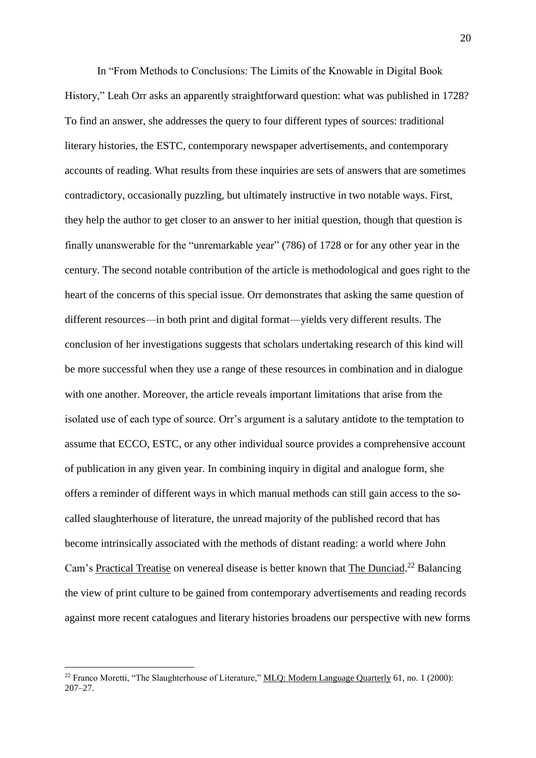In "From Methods to Conclusions: The Limits of the Knowable in Digital Book History," Leah Orr asks an apparently straightforward question: what was published in 1728? To find an answer, she addresses the query to four different types of sources: traditional literary histories, the ESTC, contemporary newspaper advertisements, and contemporary accounts of reading. What results from these inquiries are sets of answers that are sometimes contradictory, occasionally puzzling, but ultimately instructive in two notable ways. First, they help the author to get closer to an answer to her initial question, though that question is finally unanswerable for the "unremarkable year" (786) of 1728 or for any other year in the century. The second notable contribution of the article is methodological and goes right to the heart of the concerns of this special issue. Orr demonstrates that asking the same question of different resources—in both print and digital format—yields very different results. The conclusion of her investigations suggests that scholars undertaking research of this kind will be more successful when they use a range of these resources in combination and in dialogue with one another. Moreover, the article reveals important limitations that arise from the isolated use of each type of source. Orr's argument is a salutary antidote to the temptation to assume that ECCO, ESTC, or any other individual source provides a comprehensive account of publication in any given year. In combining inquiry in digital and analogue form, she offers a reminder of different ways in which manual methods can still gain access to the so-called slaughterhouse of literature, the unread majority of the published record that has become intrinsically associated with the methods of distant reading: a world where John Cam's Practical Treatise on venereal disease is better known that The Dunciad.[22] Balancing the view of print culture to be gained from contemporary advertisements and reading records against more recent catalogues and literary histories broadens our perspective with new forms

[22] Franco Moretti, "The Slaughterhouse of Literature," MLQ: Modern Language Quarterly 61, no. 1 (2000): 207–27.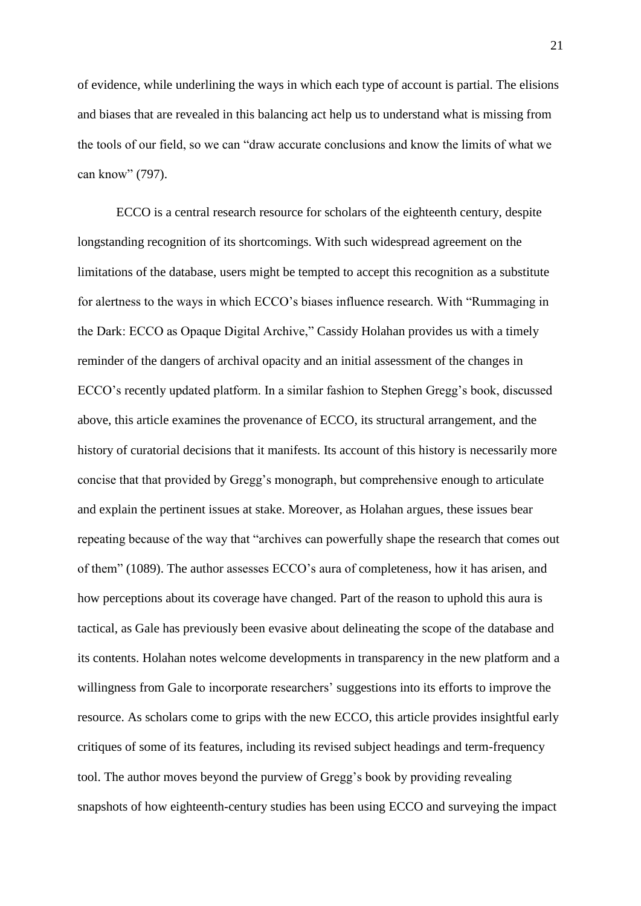of evidence, while underlining the ways in which each type of account is partial. The elisions and biases that are revealed in this balancing act help us to understand what is missing from the tools of our field, so we can "draw accurate conclusions and know the limits of what we can know" (797).

ECCO is a central research resource for scholars of the eighteenth century, despite longstanding recognition of its shortcomings. With such widespread agreement on the limitations of the database, users might be tempted to accept this recognition as a substitute for alertness to the ways in which ECCO's biases influence research. With "Rummaging in the Dark: ECCO as Opaque Digital Archive," Cassidy Holahan provides us with a timely reminder of the dangers of archival opacity and an initial assessment of the changes in ECCO's recently updated platform. In a similar fashion to Stephen Gregg's book, discussed above, this article examines the provenance of ECCO, its structural arrangement, and the history of curatorial decisions that it manifests. Its account of this history is necessarily more concise that that provided by Gregg's monograph, but comprehensive enough to articulate and explain the pertinent issues at stake. Moreover, as Holahan argues, these issues bear repeating because of the way that "archives can powerfully shape the research that comes out of them" (1089). The author assesses ECCO's aura of completeness, how it has arisen, and how perceptions about its coverage have changed. Part of the reason to uphold this aura is tactical, as Gale has previously been evasive about delineating the scope of the database and its contents. Holahan notes welcome developments in transparency in the new platform and a willingness from Gale to incorporate researchers' suggestions into its efforts to improve the resource. As scholars come to grips with the new ECCO, this article provides insightful early critiques of some of its features, including its revised subject headings and term-frequency tool. The author moves beyond the purview of Gregg's book by providing revealing snapshots of how eighteenth-century studies has been using ECCO and surveying the impact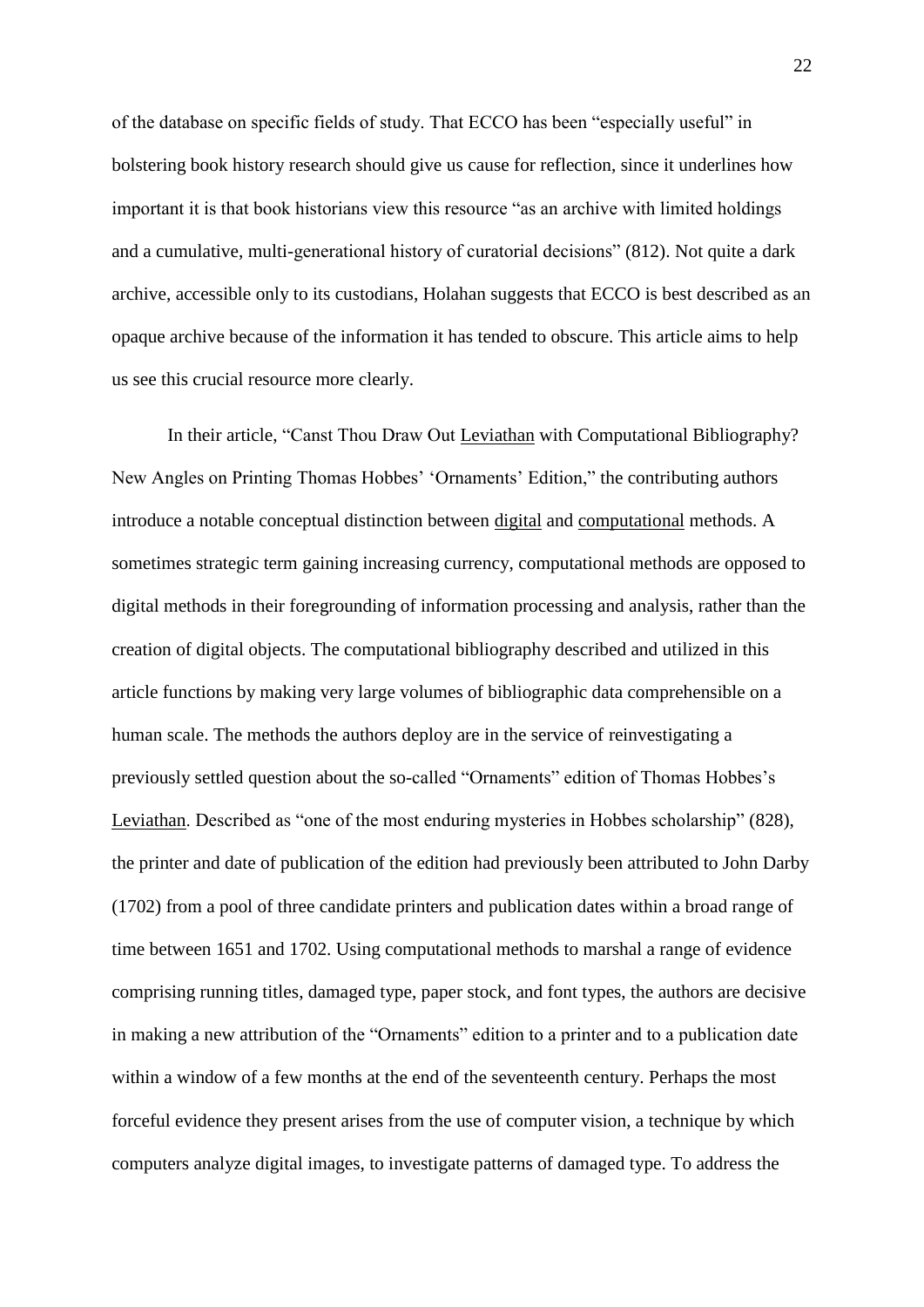of the database on specific fields of study. That ECCO has been "especially useful" in bolstering book history research should give us cause for reflection, since it underlines how important it is that book historians view this resource "as an archive with limited holdings and a cumulative, multi-generational history of curatorial decisions" (812). Not quite a dark archive, accessible only to its custodians, Holahan suggests that ECCO is best described as an opaque archive because of the information it has tended to obscure. This article aims to help us see this crucial resource more clearly.

In their article, "Canst Thou Draw Out Leviathan with Computational Bibliography? New Angles on Printing Thomas Hobbes' 'Ornaments' Edition," the contributing authors introduce a notable conceptual distinction between digital and computational methods. A sometimes strategic term gaining increasing currency, computational methods are opposed to digital methods in their foregrounding of information processing and analysis, rather than the creation of digital objects. The computational bibliography described and utilized in this article functions by making very large volumes of bibliographic data comprehensible on a human scale. The methods the authors deploy are in the service of reinvestigating a previously settled question about the so-called "Ornaments" edition of Thomas Hobbes's Leviathan. Described as "one of the most enduring mysteries in Hobbes scholarship" (828), the printer and date of publication of the edition had previously been attributed to John Darby (1702) from a pool of three candidate printers and publication dates within a broad range of time between 1651 and 1702. Using computational methods to marshal a range of evidence comprising running titles, damaged type, paper stock, and font types, the authors are decisive in making a new attribution of the "Ornaments" edition to a printer and to a publication date within a window of a few months at the end of the seventeenth century. Perhaps the most forceful evidence they present arises from the use of computer vision, a technique by which computers analyze digital images, to investigate patterns of damaged type. To address the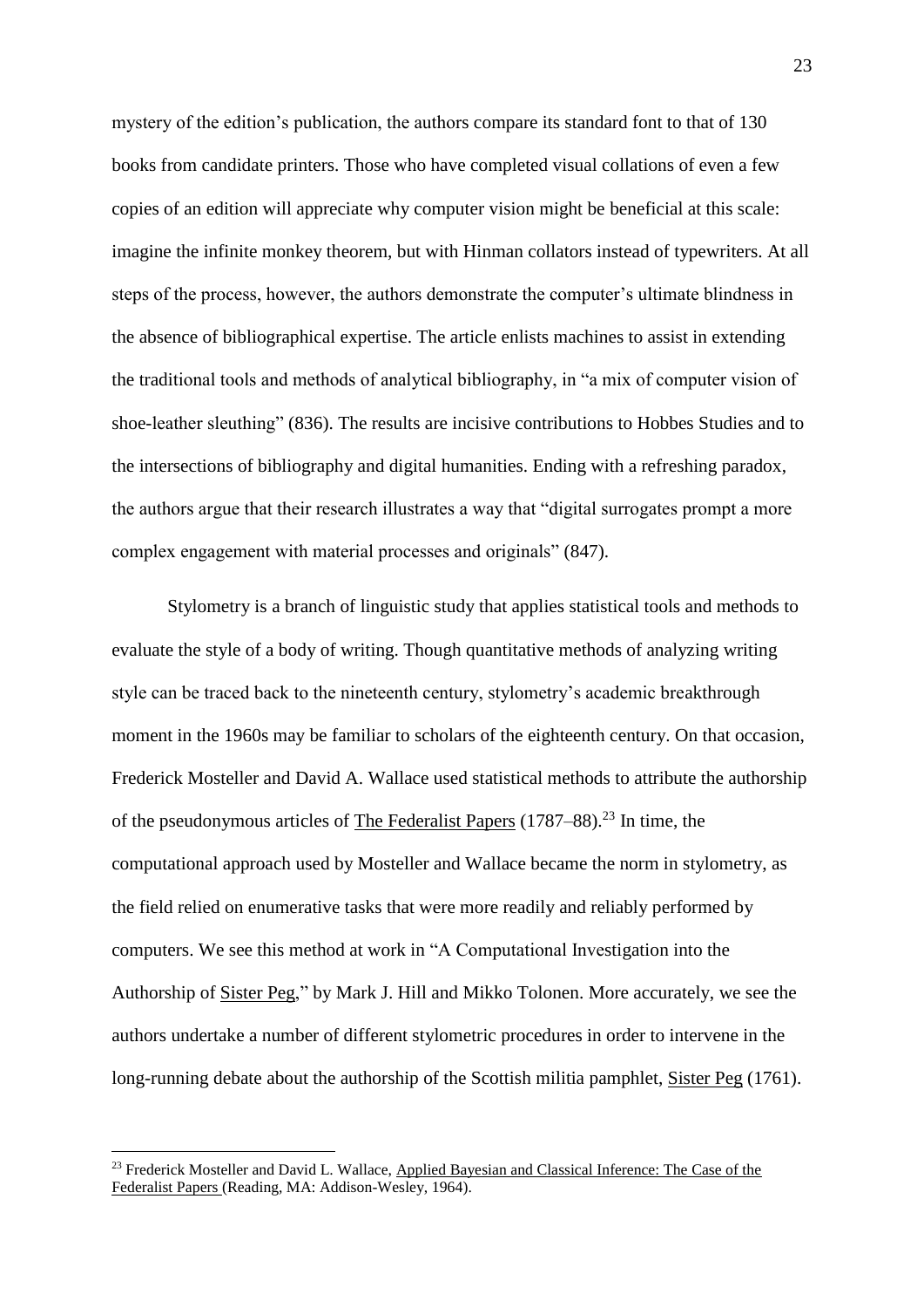mystery of the edition's publication, the authors compare its standard font to that of 130 books from candidate printers. Those who have completed visual collations of even a few copies of an edition will appreciate why computer vision might be beneficial at this scale: imagine the infinite monkey theorem, but with Hinman collators instead of typewriters. At all steps of the process, however, the authors demonstrate the computer's ultimate blindness in the absence of bibliographical expertise. The article enlists machines to assist in extending the traditional tools and methods of analytical bibliography, in "a mix of computer vision of shoe-leather sleuthing" (836). The results are incisive contributions to Hobbes Studies and to the intersections of bibliography and digital humanities. Ending with a refreshing paradox, the authors argue that their research illustrates a way that "digital surrogates prompt a more complex engagement with material processes and originals" (847).

Stylometry is a branch of linguistic study that applies statistical tools and methods to evaluate the style of a body of writing. Though quantitative methods of analyzing writing style can be traced back to the nineteenth century, stylometry's academic breakthrough moment in the 1960s may be familiar to scholars of the eighteenth century. On that occasion, Frederick Mosteller and David A. Wallace used statistical methods to attribute the authorship of the pseudonymous articles of <u>The Federalist Papers</u> (1787–88).[23] In time, the computational approach used by Mosteller and Wallace became the norm in stylometry, as the field relied on enumerative tasks that were more readily and reliably performed by computers. We see this method at work in "A Computational Investigation into the Authorship of <u>Sister Peg</u>," by Mark J. Hill and Mikko Tolonen. More accurately, we see the authors undertake a number of different stylometric procedures in order to intervene in the long-running debate about the authorship of the Scottish militia pamphlet, <u>Sister Peg</u> (1761).

---

[23] Frederick Mosteller and David L. Wallace, <u>Applied Bayesian and Classical Inference: The Case of the Federalist Papers</u> (Reading, MA: Addison-Wesley, 1964).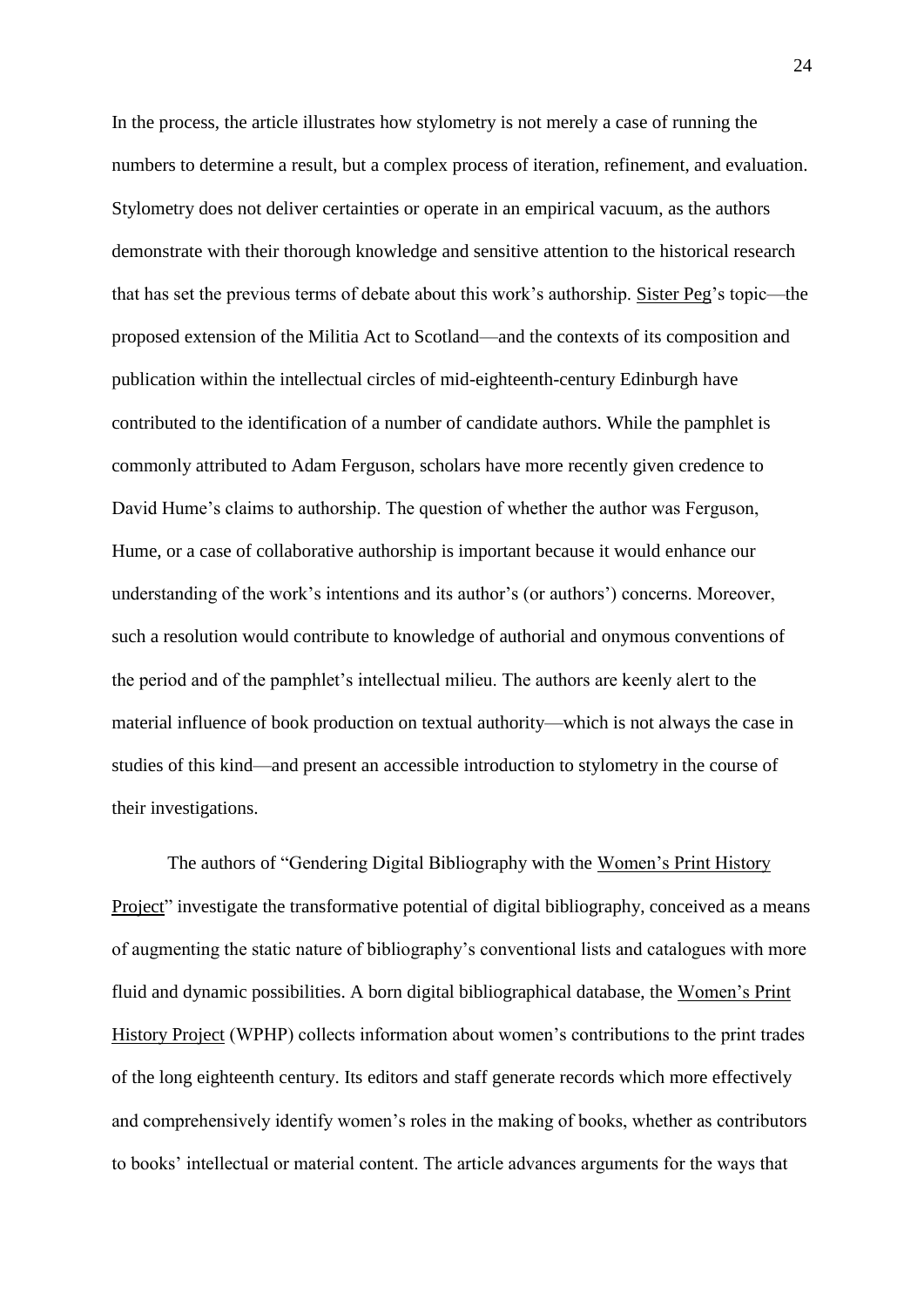In the process, the article illustrates how stylometry is not merely a case of running the numbers to determine a result, but a complex process of iteration, refinement, and evaluation. Stylometry does not deliver certainties or operate in an empirical vacuum, as the authors demonstrate with their thorough knowledge and sensitive attention to the historical research that has set the previous terms of debate about this work's authorship. Sister Peg's topic—the proposed extension of the Militia Act to Scotland—and the contexts of its composition and publication within the intellectual circles of mid-eighteenth-century Edinburgh have contributed to the identification of a number of candidate authors. While the pamphlet is commonly attributed to Adam Ferguson, scholars have more recently given credence to David Hume's claims to authorship. The question of whether the author was Ferguson, Hume, or a case of collaborative authorship is important because it would enhance our understanding of the work's intentions and its author's (or authors') concerns. Moreover, such a resolution would contribute to knowledge of authorial and onymous conventions of the period and of the pamphlet's intellectual milieu. The authors are keenly alert to the material influence of book production on textual authority—which is not always the case in studies of this kind—and present an accessible introduction to stylometry in the course of their investigations.

The authors of "Gendering Digital Bibliography with the Women's Print History Project" investigate the transformative potential of digital bibliography, conceived as a means of augmenting the static nature of bibliography's conventional lists and catalogues with more fluid and dynamic possibilities. A born digital bibliographical database, the Women's Print History Project (WPHP) collects information about women's contributions to the print trades of the long eighteenth century. Its editors and staff generate records which more effectively and comprehensively identify women's roles in the making of books, whether as contributors to books' intellectual or material content. The article advances arguments for the ways that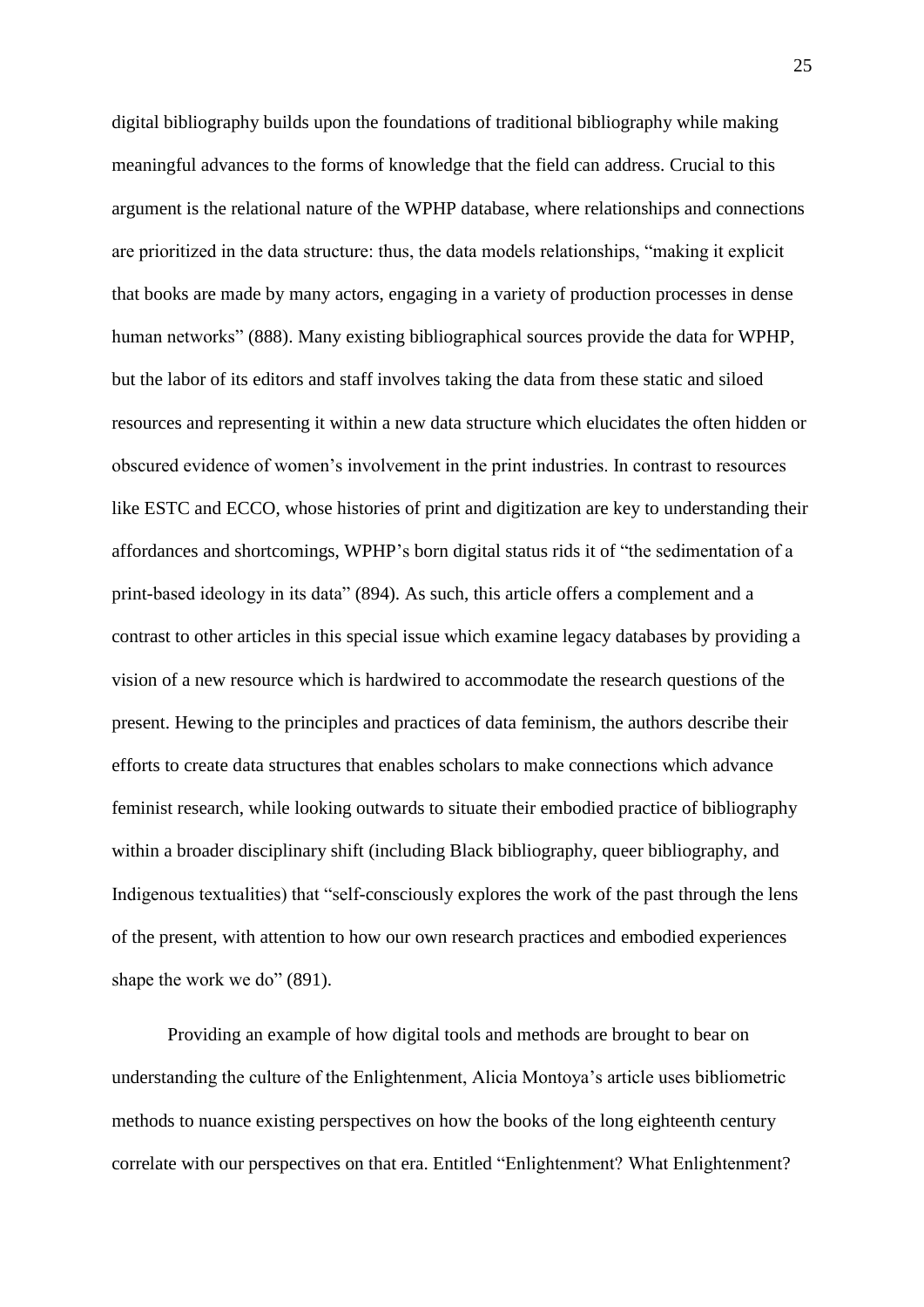digital bibliography builds upon the foundations of traditional bibliography while making meaningful advances to the forms of knowledge that the field can address. Crucial to this argument is the relational nature of the WPHP database, where relationships and connections are prioritized in the data structure: thus, the data models relationships, "making it explicit that books are made by many actors, engaging in a variety of production processes in dense human networks" (888). Many existing bibliographical sources provide the data for WPHP, but the labor of its editors and staff involves taking the data from these static and siloed resources and representing it within a new data structure which elucidates the often hidden or obscured evidence of women's involvement in the print industries. In contrast to resources like ESTC and ECCO, whose histories of print and digitization are key to understanding their affordances and shortcomings, WPHP's born digital status rids it of "the sedimentation of a print-based ideology in its data" (894). As such, this article offers a complement and a contrast to other articles in this special issue which examine legacy databases by providing a vision of a new resource which is hardwired to accommodate the research questions of the present. Hewing to the principles and practices of data feminism, the authors describe their efforts to create data structures that enables scholars to make connections which advance feminist research, while looking outwards to situate their embodied practice of bibliography within a broader disciplinary shift (including Black bibliography, queer bibliography, and Indigenous textualities) that "self-consciously explores the work of the past through the lens of the present, with attention to how our own research practices and embodied experiences shape the work we do" (891).

Providing an example of how digital tools and methods are brought to bear on understanding the culture of the Enlightenment, Alicia Montoya's article uses bibliometric methods to nuance existing perspectives on how the books of the long eighteenth century correlate with our perspectives on that era. Entitled "Enlightenment? What Enlightenment?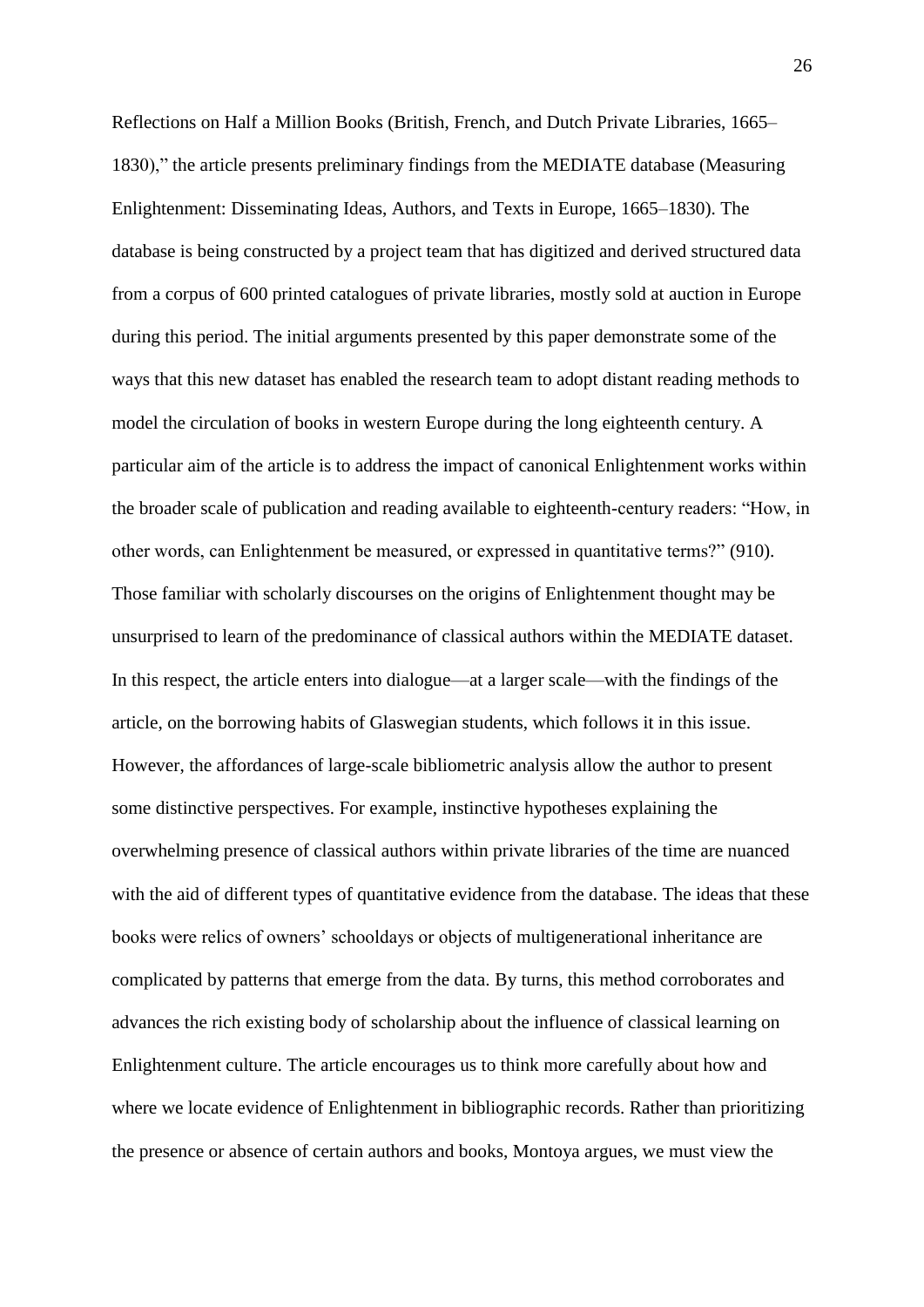Reflections on Half a Million Books (British, French, and Dutch Private Libraries, 1665–1830)," the article presents preliminary findings from the MEDIATE database (Measuring Enlightenment: Disseminating Ideas, Authors, and Texts in Europe, 1665–1830). The database is being constructed by a project team that has digitized and derived structured data from a corpus of 600 printed catalogues of private libraries, mostly sold at auction in Europe during this period. The initial arguments presented by this paper demonstrate some of the ways that this new dataset has enabled the research team to adopt distant reading methods to model the circulation of books in western Europe during the long eighteenth century. A particular aim of the article is to address the impact of canonical Enlightenment works within the broader scale of publication and reading available to eighteenth-century readers: "How, in other words, can Enlightenment be measured, or expressed in quantitative terms?" (910). Those familiar with scholarly discourses on the origins of Enlightenment thought may be unsurprised to learn of the predominance of classical authors within the MEDIATE dataset. In this respect, the article enters into dialogue—at a larger scale—with the findings of the article, on the borrowing habits of Glaswegian students, which follows it in this issue. However, the affordances of large-scale bibliometric analysis allow the author to present some distinctive perspectives. For example, instinctive hypotheses explaining the overwhelming presence of classical authors within private libraries of the time are nuanced with the aid of different types of quantitative evidence from the database. The ideas that these books were relics of owners' schooldays or objects of multigenerational inheritance are complicated by patterns that emerge from the data. By turns, this method corroborates and advances the rich existing body of scholarship about the influence of classical learning on Enlightenment culture. The article encourages us to think more carefully about how and where we locate evidence of Enlightenment in bibliographic records. Rather than prioritizing the presence or absence of certain authors and books, Montoya argues, we must view the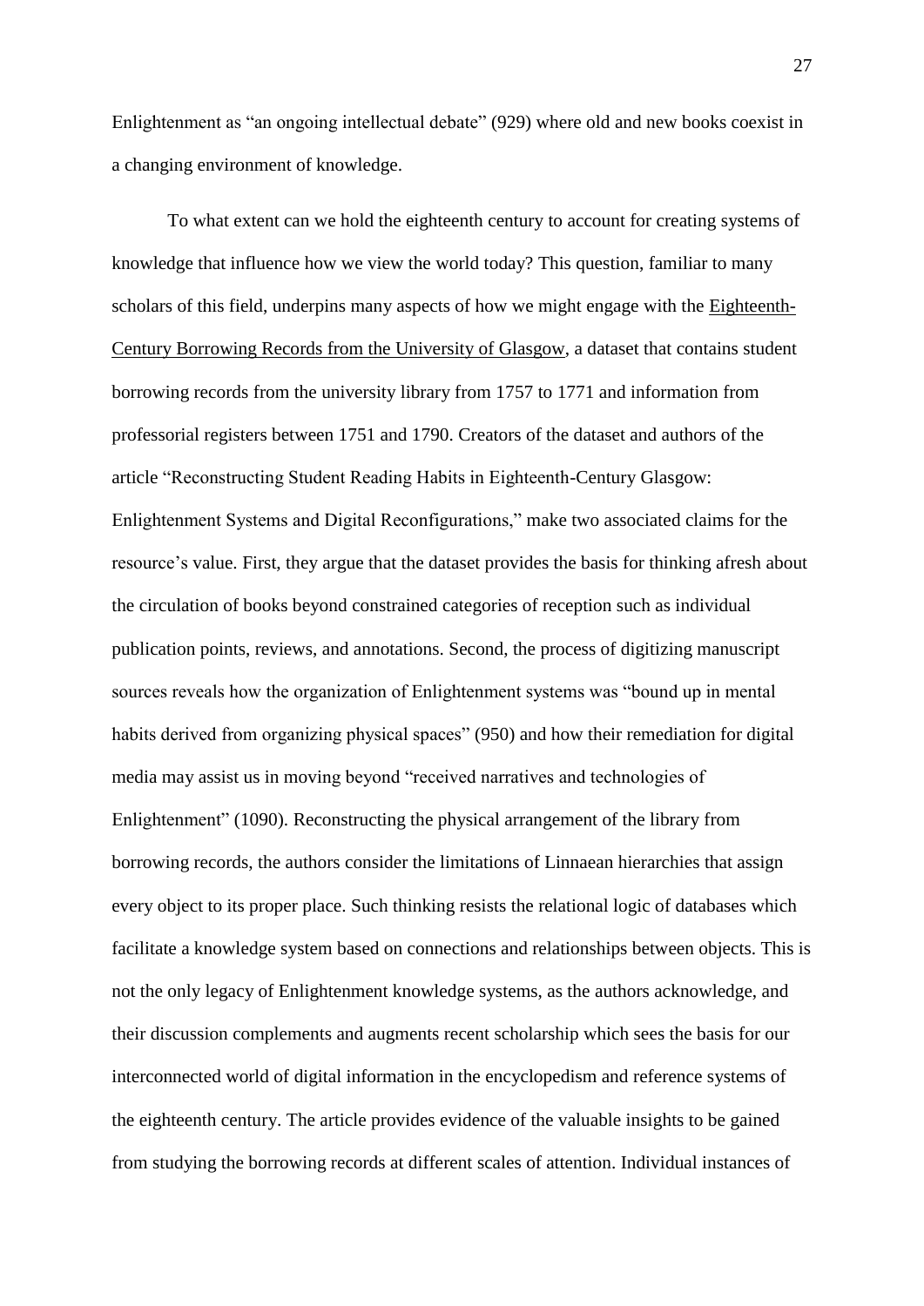Enlightenment as "an ongoing intellectual debate" (929) where old and new books coexist in a changing environment of knowledge.

To what extent can we hold the eighteenth century to account for creating systems of knowledge that influence how we view the world today? This question, familiar to many scholars of this field, underpins many aspects of how we might engage with the Eighteenth-Century Borrowing Records from the University of Glasgow, a dataset that contains student borrowing records from the university library from 1757 to 1771 and information from professorial registers between 1751 and 1790. Creators of the dataset and authors of the article "Reconstructing Student Reading Habits in Eighteenth-Century Glasgow: Enlightenment Systems and Digital Reconfigurations," make two associated claims for the resource's value. First, they argue that the dataset provides the basis for thinking afresh about the circulation of books beyond constrained categories of reception such as individual publication points, reviews, and annotations. Second, the process of digitizing manuscript sources reveals how the organization of Enlightenment systems was "bound up in mental habits derived from organizing physical spaces" (950) and how their remediation for digital media may assist us in moving beyond "received narratives and technologies of Enlightenment" (1090). Reconstructing the physical arrangement of the library from borrowing records, the authors consider the limitations of Linnaean hierarchies that assign every object to its proper place. Such thinking resists the relational logic of databases which facilitate a knowledge system based on connections and relationships between objects. This is not the only legacy of Enlightenment knowledge systems, as the authors acknowledge, and their discussion complements and augments recent scholarship which sees the basis for our interconnected world of digital information in the encyclopedism and reference systems of the eighteenth century. The article provides evidence of the valuable insights to be gained from studying the borrowing records at different scales of attention. Individual instances of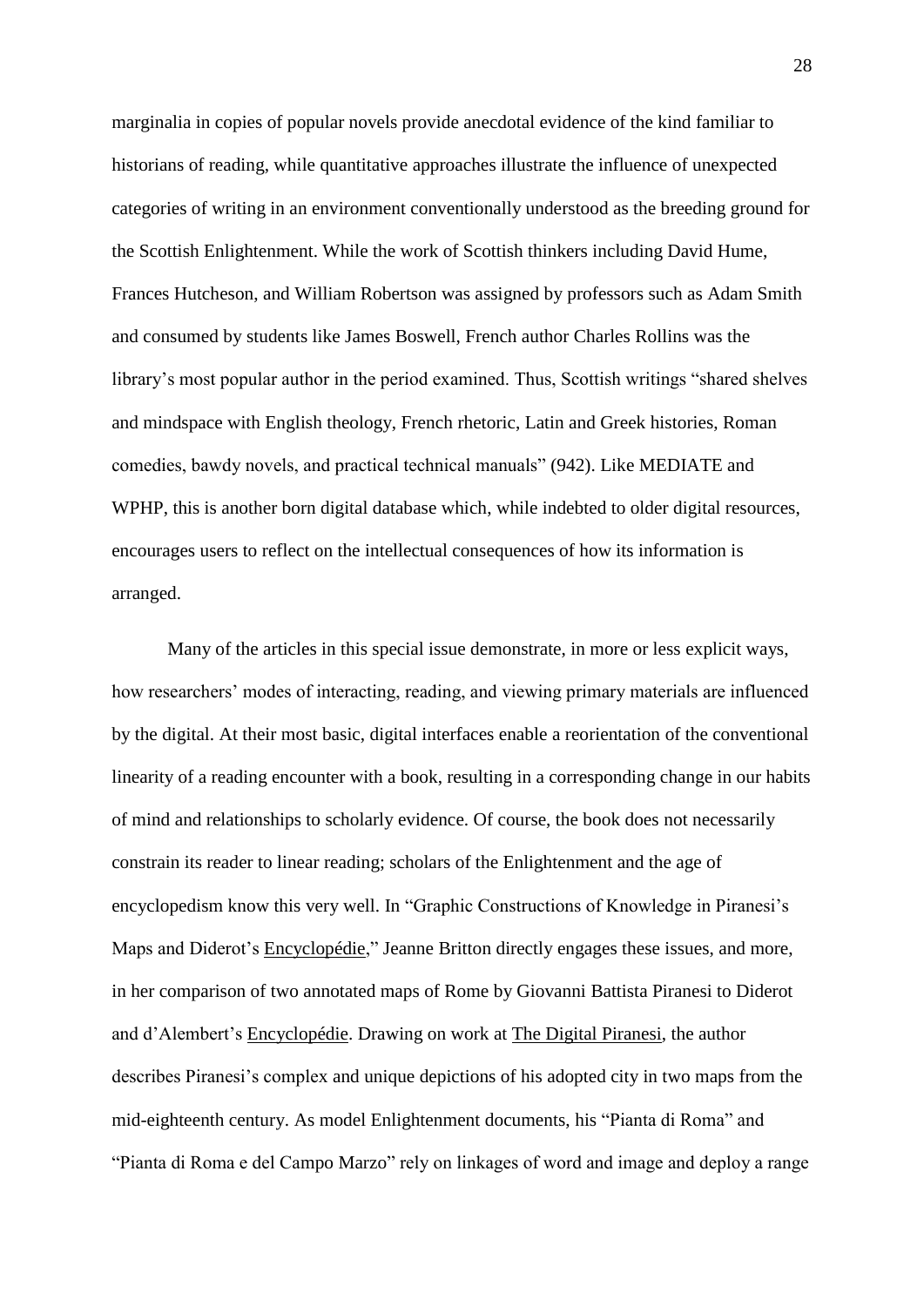marginalia in copies of popular novels provide anecdotal evidence of the kind familiar to historians of reading, while quantitative approaches illustrate the influence of unexpected categories of writing in an environment conventionally understood as the breeding ground for the Scottish Enlightenment. While the work of Scottish thinkers including David Hume, Frances Hutcheson, and William Robertson was assigned by professors such as Adam Smith and consumed by students like James Boswell, French author Charles Rollins was the library's most popular author in the period examined. Thus, Scottish writings "shared shelves and mindspace with English theology, French rhetoric, Latin and Greek histories, Roman comedies, bawdy novels, and practical technical manuals" (942). Like MEDIATE and WPHP, this is another born digital database which, while indebted to older digital resources, encourages users to reflect on the intellectual consequences of how its information is arranged.

Many of the articles in this special issue demonstrate, in more or less explicit ways, how researchers' modes of interacting, reading, and viewing primary materials are influenced by the digital. At their most basic, digital interfaces enable a reorientation of the conventional linearity of a reading encounter with a book, resulting in a corresponding change in our habits of mind and relationships to scholarly evidence. Of course, the book does not necessarily constrain its reader to linear reading; scholars of the Enlightenment and the age of encyclopedism know this very well. In "Graphic Constructions of Knowledge in Piranesi's Maps and Diderot's Encyclopédie," Jeanne Britton directly engages these issues, and more, in her comparison of two annotated maps of Rome by Giovanni Battista Piranesi to Diderot and d'Alembert's Encyclopédie. Drawing on work at The Digital Piranesi, the author describes Piranesi's complex and unique depictions of his adopted city in two maps from the mid-eighteenth century. As model Enlightenment documents, his "Pianta di Roma" and "Pianta di Roma e del Campo Marzo" rely on linkages of word and image and deploy a range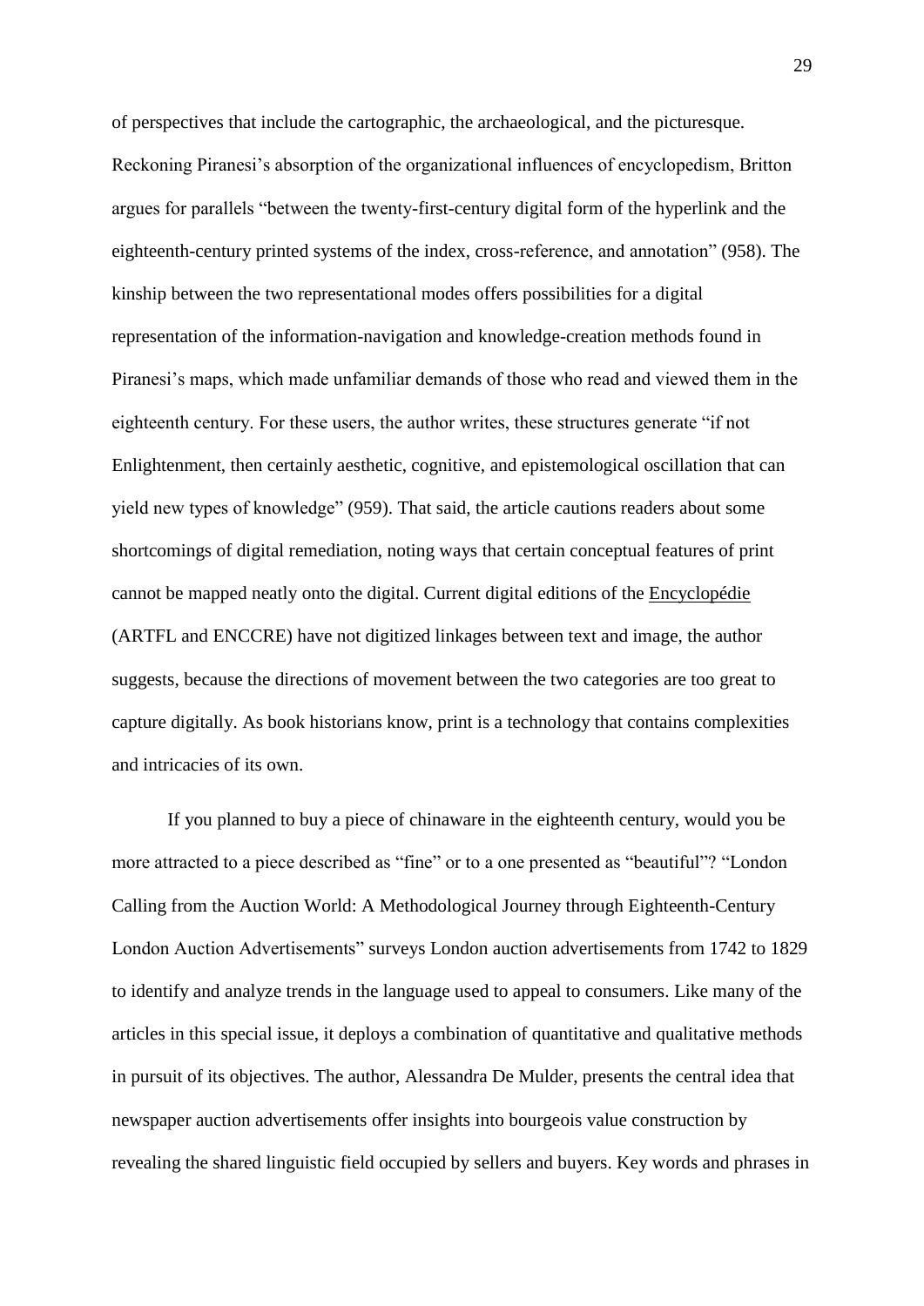of perspectives that include the cartographic, the archaeological, and the picturesque. Reckoning Piranesi's absorption of the organizational influences of encyclopedism, Britton argues for parallels "between the twenty-first-century digital form of the hyperlink and the eighteenth-century printed systems of the index, cross-reference, and annotation" (958). The kinship between the two representational modes offers possibilities for a digital representation of the information-navigation and knowledge-creation methods found in Piranesi's maps, which made unfamiliar demands of those who read and viewed them in the eighteenth century. For these users, the author writes, these structures generate "if not Enlightenment, then certainly aesthetic, cognitive, and epistemological oscillation that can yield new types of knowledge" (959). That said, the article cautions readers about some shortcomings of digital remediation, noting ways that certain conceptual features of print cannot be mapped neatly onto the digital. Current digital editions of the Encyclopédie (ARTFL and ENCCRE) have not digitized linkages between text and image, the author suggests, because the directions of movement between the two categories are too great to capture digitally. As book historians know, print is a technology that contains complexities and intricacies of its own.

If you planned to buy a piece of chinaware in the eighteenth century, would you be more attracted to a piece described as "fine" or to a one presented as "beautiful"? "London Calling from the Auction World: A Methodological Journey through Eighteenth-Century London Auction Advertisements" surveys London auction advertisements from 1742 to 1829 to identify and analyze trends in the language used to appeal to consumers. Like many of the articles in this special issue, it deploys a combination of quantitative and qualitative methods in pursuit of its objectives. The author, Alessandra De Mulder, presents the central idea that newspaper auction advertisements offer insights into bourgeois value construction by revealing the shared linguistic field occupied by sellers and buyers. Key words and phrases in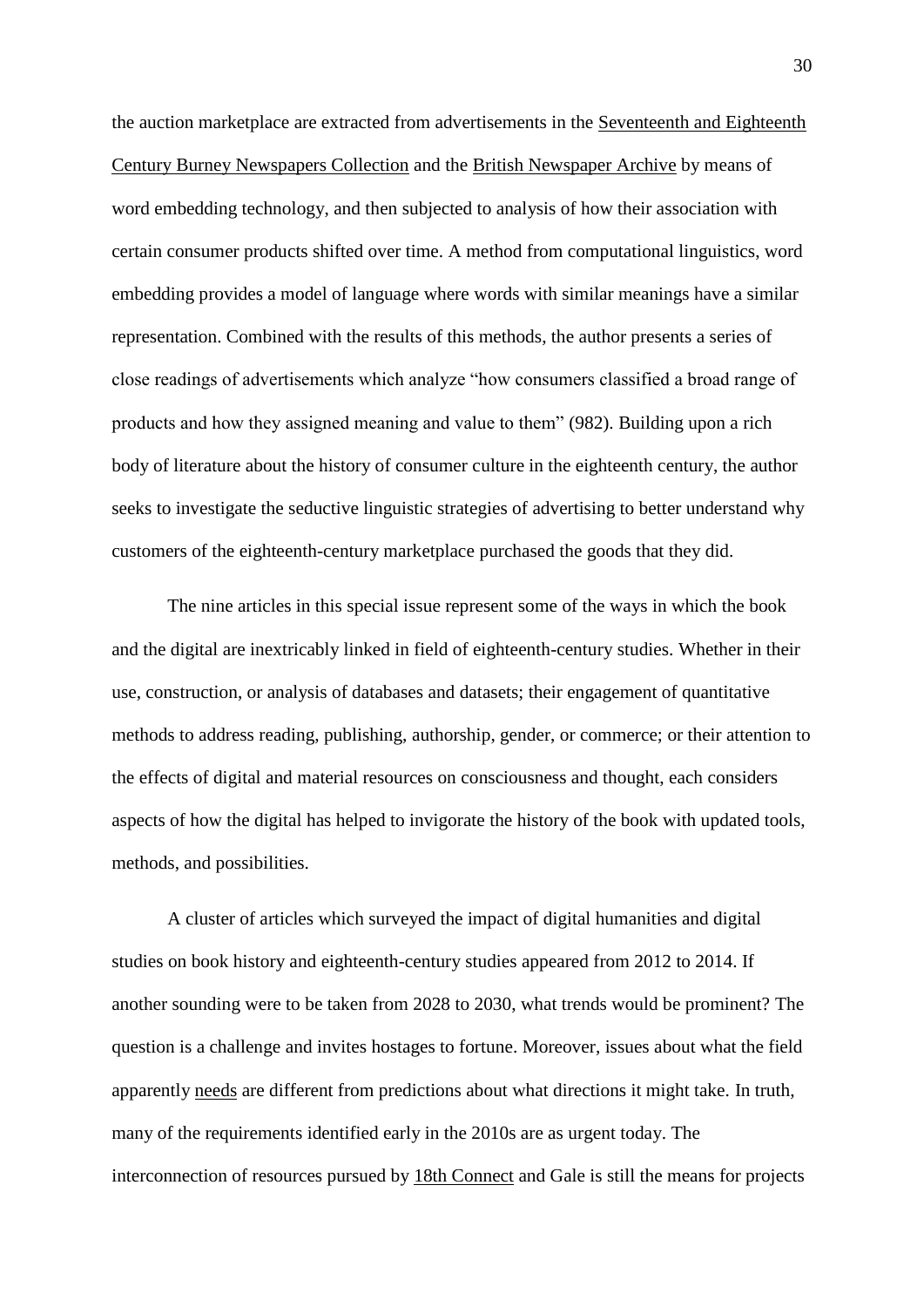the auction marketplace are extracted from advertisements in the Seventeenth and Eighteenth Century Burney Newspapers Collection and the British Newspaper Archive by means of word embedding technology, and then subjected to analysis of how their association with certain consumer products shifted over time. A method from computational linguistics, word embedding provides a model of language where words with similar meanings have a similar representation. Combined with the results of this methods, the author presents a series of close readings of advertisements which analyze "how consumers classified a broad range of products and how they assigned meaning and value to them" (982). Building upon a rich body of literature about the history of consumer culture in the eighteenth century, the author seeks to investigate the seductive linguistic strategies of advertising to better understand why customers of the eighteenth-century marketplace purchased the goods that they did.

The nine articles in this special issue represent some of the ways in which the book and the digital are inextricably linked in field of eighteenth-century studies. Whether in their use, construction, or analysis of databases and datasets; their engagement of quantitative methods to address reading, publishing, authorship, gender, or commerce; or their attention to the effects of digital and material resources on consciousness and thought, each considers aspects of how the digital has helped to invigorate the history of the book with updated tools, methods, and possibilities.

A cluster of articles which surveyed the impact of digital humanities and digital studies on book history and eighteenth-century studies appeared from 2012 to 2014. If another sounding were to be taken from 2028 to 2030, what trends would be prominent? The question is a challenge and invites hostages to fortune. Moreover, issues about what the field apparently needs are different from predictions about what directions it might take. In truth, many of the requirements identified early in the 2010s are as urgent today. The interconnection of resources pursued by 18th Connect and Gale is still the means for projects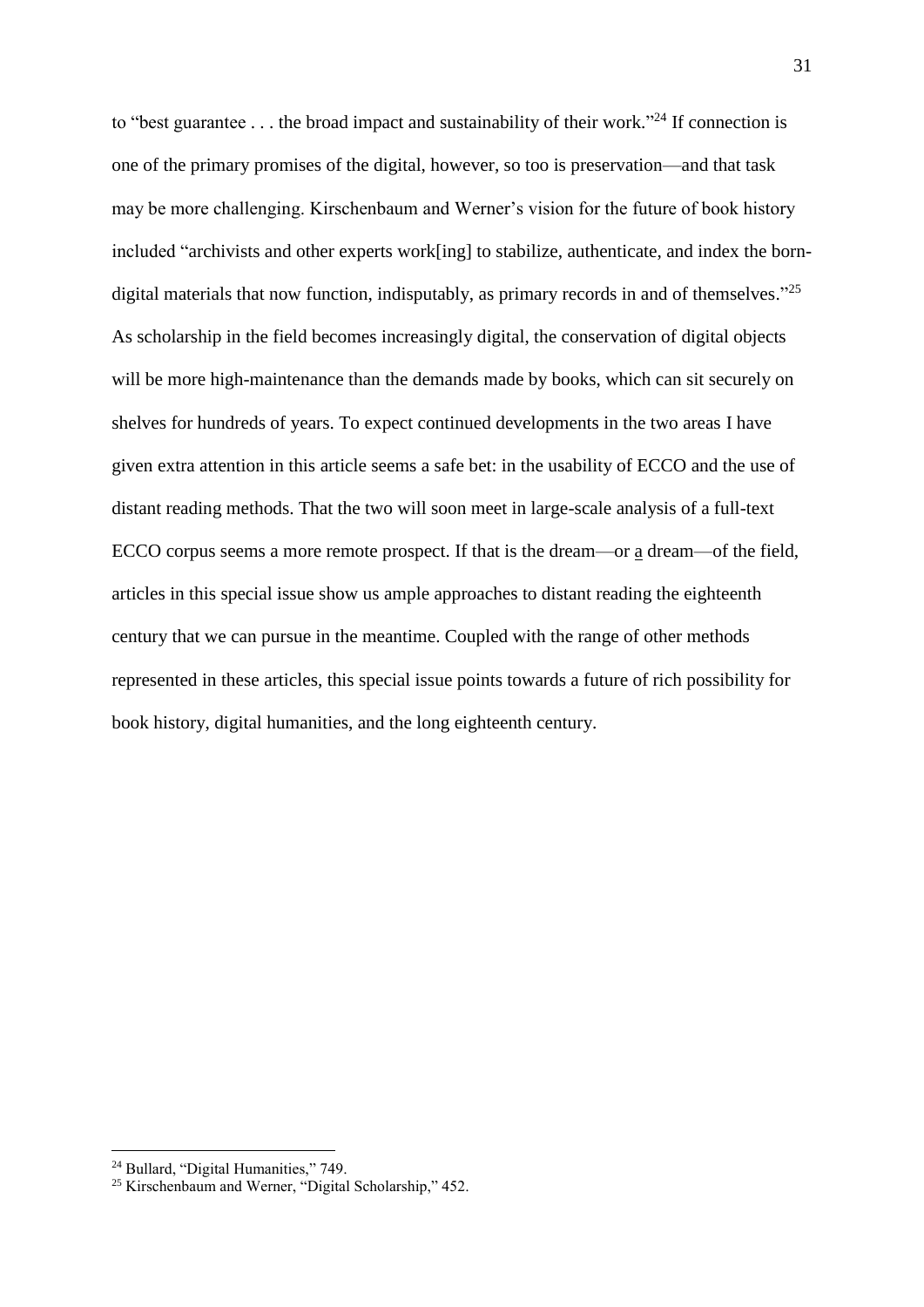to "best guarantee . . . the broad impact and sustainability of their work."[24] If connection is one of the primary promises of the digital, however, so too is preservation—and that task may be more challenging. Kirschenbaum and Werner's vision for the future of book history included "archivists and other experts work[ing] to stabilize, authenticate, and index the born-digital materials that now function, indisputably, as primary records in and of themselves."[25] As scholarship in the field becomes increasingly digital, the conservation of digital objects will be more high-maintenance than the demands made by books, which can sit securely on shelves for hundreds of years. To expect continued developments in the two areas I have given extra attention in this article seems a safe bet: in the usability of ECCO and the use of distant reading methods. That the two will soon meet in large-scale analysis of a full-text ECCO corpus seems a more remote prospect. If that is the dream—or <u>a</u> dream—of the field, articles in this special issue show us ample approaches to distant reading the eighteenth century that we can pursue in the meantime. Coupled with the range of other methods represented in these articles, this special issue points towards a future of rich possibility for book history, digital humanities, and the long eighteenth century.

---

[24] Bullard, "Digital Humanities," 749.

[25] Kirschenbaum and Werner, "Digital Scholarship," 452.